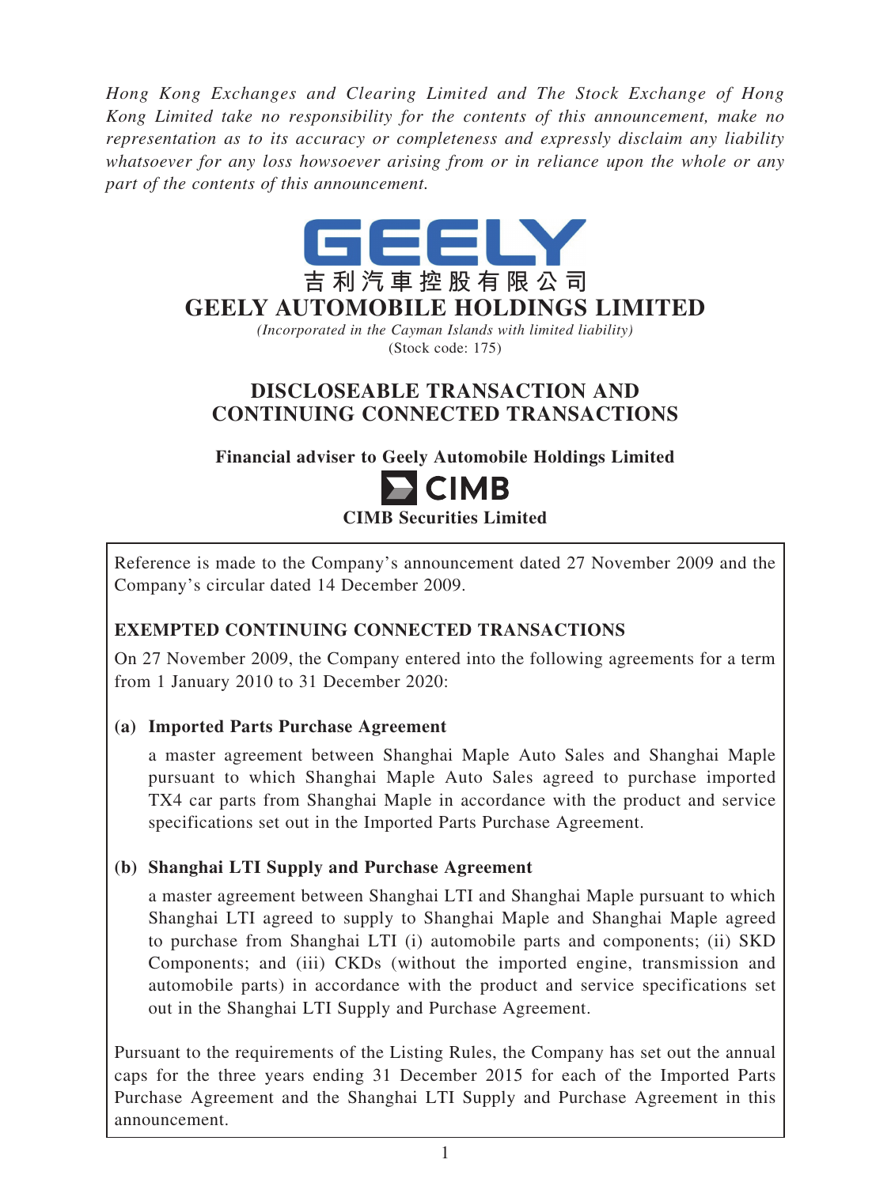*Hong Kong Exchanges and Clearing Limited and The Stock Exchange of Hong Kong Limited take no responsibility for the contents of this announcement, make no representation as to its accuracy or completeness and expressly disclaim any liability whatsoever for any loss howsoever arising from or in reliance upon the whole or any part of the contents of this announcement.*

GEELY

吉利汽車控股有限公司

# GEELY AUTOMOBILE HOLDINGS LIMITED

*(Incorporated in the Cayman Islands with limited liability)*

(Stock code: 175)

# DISCLOSEABLE TRANSACTION AND CONTINUING CONNECTED TRANSACTIONS

**Financial adviser to Geely Automobile Holdings Limited**

CIMB

**CIMB Securities Limited**

Reference is made to the Company's announcement dated 27 November 2009 and the Company's circular dated 14 December 2009.

## EXEMPTED CONTINUING CONNECTED TRANSACTIONS

On 27 November 2009, the Company entered into the following agreements for a term from 1 January 2010 to 31 December 2020:

**(a) Imported Parts Purchase Agreement**

a master agreement between Shanghai Maple Auto Sales and Shanghai Maple pursuant to which Shanghai Maple Auto Sales agreed to purchase imported TX4 car parts from Shanghai Maple in accordance with the product and service specifications set out in the Imported Parts Purchase Agreement.

**(b) Shanghai LTI Supply and Purchase Agreement**

a master agreement between Shanghai LTI and Shanghai Maple pursuant to which Shanghai LTI agreed to supply to Shanghai Maple and Shanghai Maple agreed to purchase from Shanghai LTI (i) automobile parts and components; (ii) SKD Components; and (iii) CKDs (without the imported engine, transmission and automobile parts) in accordance with the product and service specifications set out in the Shanghai LTI Supply and Purchase Agreement.

Pursuant to the requirements of the Listing Rules, the Company has set out the annual caps for the three years ending 31 December 2015 for each of the Imported Parts Purchase Agreement and the Shanghai LTI Supply and Purchase Agreement in this announcement.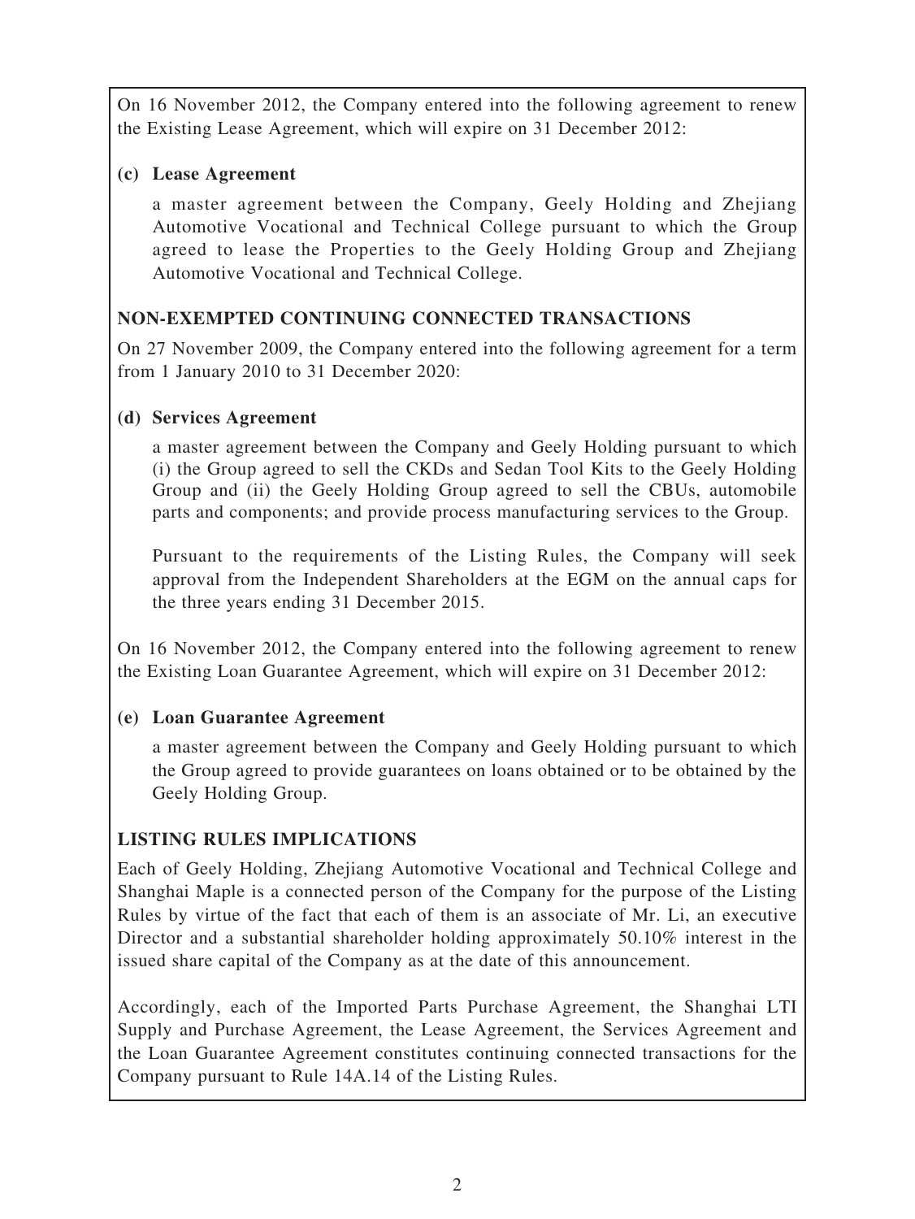On 16 November 2012, the Company entered into the following agreement to renew the Existing Lease Agreement, which will expire on 31 December 2012:

**(c) Lease Agreement**

a master agreement between the Company, Geely Holding and Zhejiang Automotive Vocational and Technical College pursuant to which the Group agreed to lease the Properties to the Geely Holding Group and Zhejiang Automotive Vocational and Technical College.

## NON-EXEMPTED CONTINUING CONNECTED TRANSACTIONS

On 27 November 2009, the Company entered into the following agreement for a term from 1 January 2010 to 31 December 2020:

**(d) Services Agreement**

a master agreement between the Company and Geely Holding pursuant to which (i) the Group agreed to sell the CKDs and Sedan Tool Kits to the Geely Holding Group and (ii) the Geely Holding Group agreed to sell the CBUs, automobile parts and components; and provide process manufacturing services to the Group.

Pursuant to the requirements of the Listing Rules, the Company will seek approval from the Independent Shareholders at the EGM on the annual caps for the three years ending 31 December 2015.

On 16 November 2012, the Company entered into the following agreement to renew the Existing Loan Guarantee Agreement, which will expire on 31 December 2012:

**(e) Loan Guarantee Agreement**

a master agreement between the Company and Geely Holding pursuant to which the Group agreed to provide guarantees on loans obtained or to be obtained by the Geely Holding Group.

## LISTING RULES IMPLICATIONS

Each of Geely Holding, Zhejiang Automotive Vocational and Technical College and Shanghai Maple is a connected person of the Company for the purpose of the Listing Rules by virtue of the fact that each of them is an associate of Mr. Li, an executive Director and a substantial shareholder holding approximately 50.10% interest in the issued share capital of the Company as at the date of this announcement.

Accordingly, each of the Imported Parts Purchase Agreement, the Shanghai LTI Supply and Purchase Agreement, the Lease Agreement, the Services Agreement and the Loan Guarantee Agreement constitutes continuing connected transactions for the Company pursuant to Rule 14A.14 of the Listing Rules.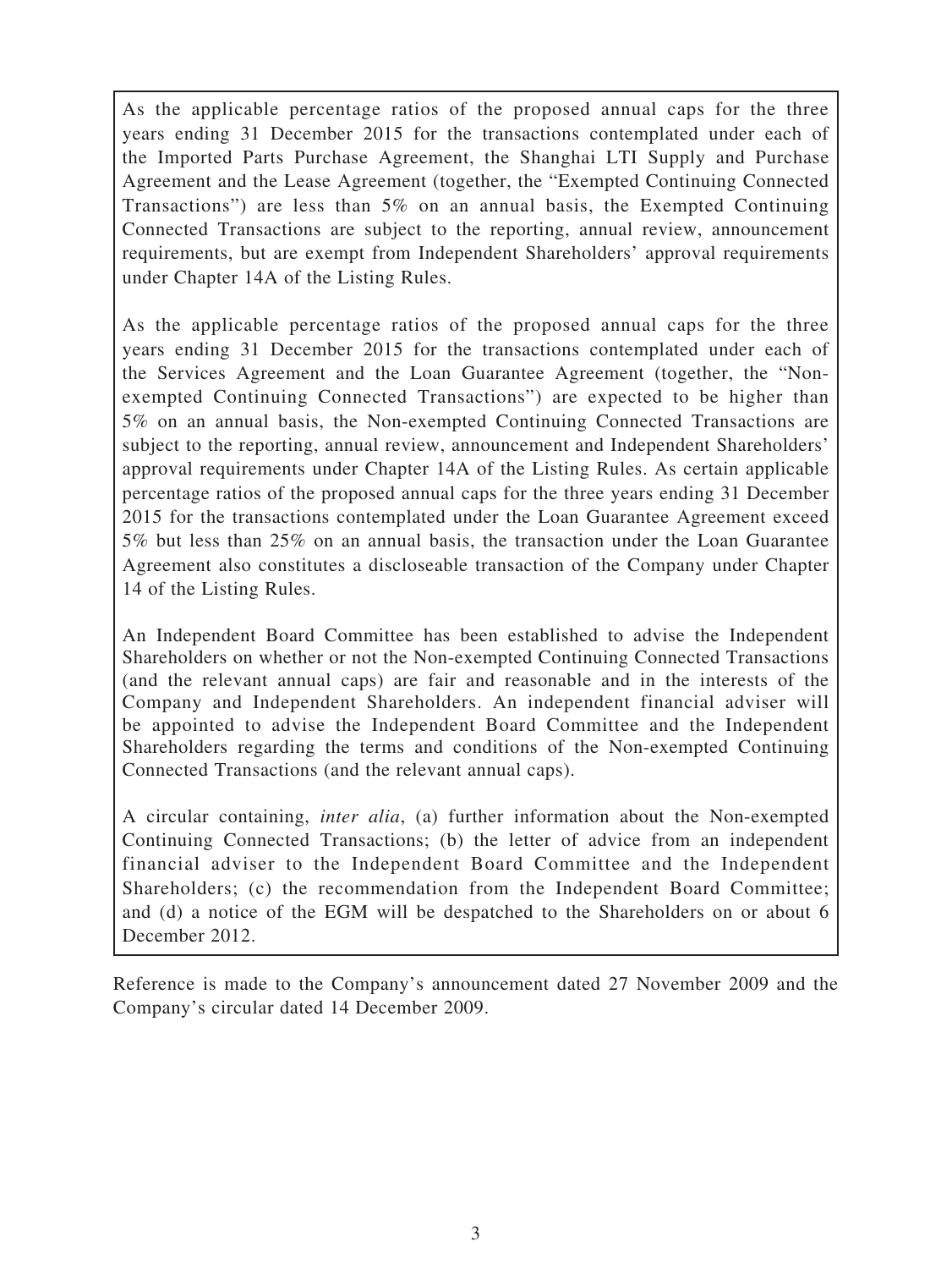As the applicable percentage ratios of the proposed annual caps for the three years ending 31 December 2015 for the transactions contemplated under each of the Imported Parts Purchase Agreement, the Shanghai LTI Supply and Purchase Agreement and the Lease Agreement (together, the "Exempted Continuing Connected Transactions") are less than 5% on an annual basis, the Exempted Continuing Connected Transactions are subject to the reporting, annual review, announcement requirements, but are exempt from Independent Shareholders' approval requirements under Chapter 14A of the Listing Rules.

As the applicable percentage ratios of the proposed annual caps for the three years ending 31 December 2015 for the transactions contemplated under each of the Services Agreement and the Loan Guarantee Agreement (together, the "Non-exempted Continuing Connected Transactions") are expected to be higher than 5% on an annual basis, the Non-exempted Continuing Connected Transactions are subject to the reporting, annual review, announcement and Independent Shareholders' approval requirements under Chapter 14A of the Listing Rules. As certain applicable percentage ratios of the proposed annual caps for the three years ending 31 December 2015 for the transactions contemplated under the Loan Guarantee Agreement exceed 5% but less than 25% on an annual basis, the transaction under the Loan Guarantee Agreement also constitutes a discloseable transaction of the Company under Chapter 14 of the Listing Rules.

An Independent Board Committee has been established to advise the Independent Shareholders on whether or not the Non-exempted Continuing Connected Transactions (and the relevant annual caps) are fair and reasonable and in the interests of the Company and Independent Shareholders. An independent financial adviser will be appointed to advise the Independent Board Committee and the Independent Shareholders regarding the terms and conditions of the Non-exempted Continuing Connected Transactions (and the relevant annual caps).

A circular containing, *inter alia*, (a) further information about the Non-exempted Continuing Connected Transactions; (b) the letter of advice from an independent financial adviser to the Independent Board Committee and the Independent Shareholders; (c) the recommendation from the Independent Board Committee; and (d) a notice of the EGM will be despatched to the Shareholders on or about 6 December 2012.

Reference is made to the Company's announcement dated 27 November 2009 and the Company's circular dated 14 December 2009.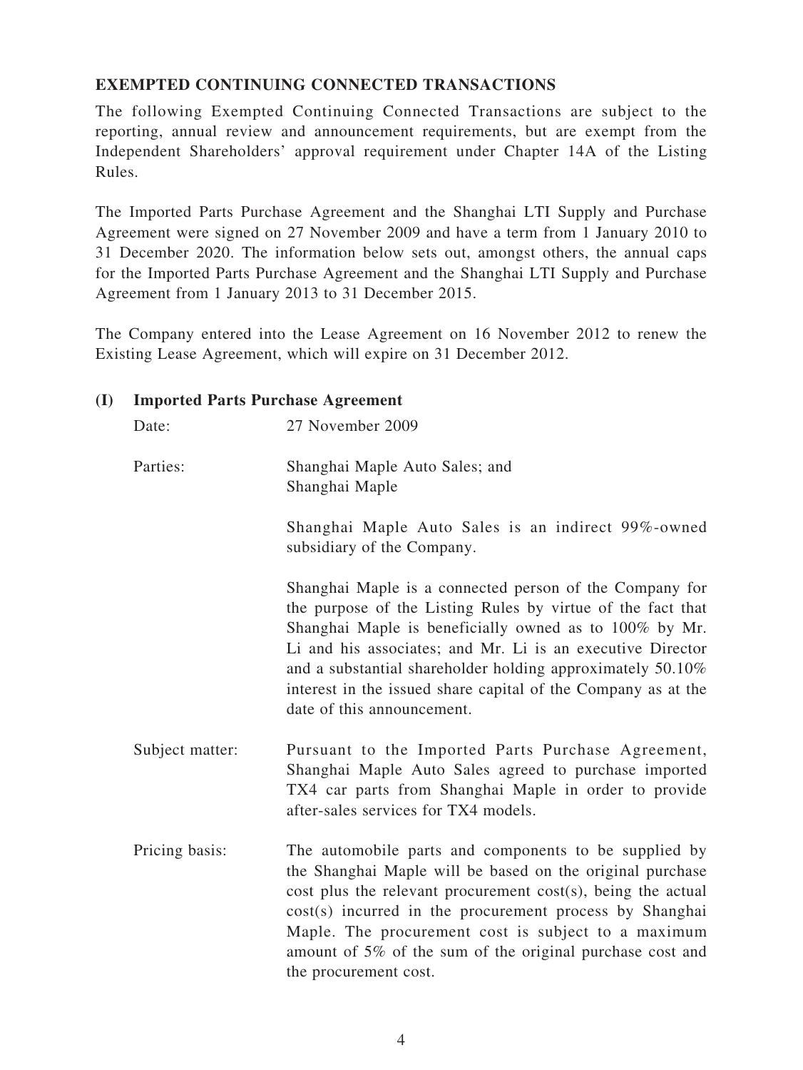**EXEMPTED CONTINUING CONNECTED TRANSACTIONS**

The following Exempted Continuing Connected Transactions are subject to the reporting, annual review and announcement requirements, but are exempt from the Independent Shareholders' approval requirement under Chapter 14A of the Listing Rules.

The Imported Parts Purchase Agreement and the Shanghai LTI Supply and Purchase Agreement were signed on 27 November 2009 and have a term from 1 January 2010 to 31 December 2020. The information below sets out, amongst others, the annual caps for the Imported Parts Purchase Agreement and the Shanghai LTI Supply and Purchase Agreement from 1 January 2013 to 31 December 2015.

The Company entered into the Lease Agreement on 16 November 2012 to renew the Existing Lease Agreement, which will expire on 31 December 2012.

**(I) Imported Parts Purchase Agreement**

Date: 27 November 2009

Parties: Shanghai Maple Auto Sales; and Shanghai Maple

Shanghai Maple Auto Sales is an indirect 99%-owned subsidiary of the Company.

Shanghai Maple is a connected person of the Company for the purpose of the Listing Rules by virtue of the fact that Shanghai Maple is beneficially owned as to 100% by Mr. Li and his associates; and Mr. Li is an executive Director and a substantial shareholder holding approximately 50.10% interest in the issued share capital of the Company as at the date of this announcement.

Subject matter: Pursuant to the Imported Parts Purchase Agreement, Shanghai Maple Auto Sales agreed to purchase imported TX4 car parts from Shanghai Maple in order to provide after-sales services for TX4 models.

Pricing basis: The automobile parts and components to be supplied by the Shanghai Maple will be based on the original purchase cost plus the relevant procurement cost(s), being the actual cost(s) incurred in the procurement process by Shanghai Maple. The procurement cost is subject to a maximum amount of 5% of the sum of the original purchase cost and the procurement cost.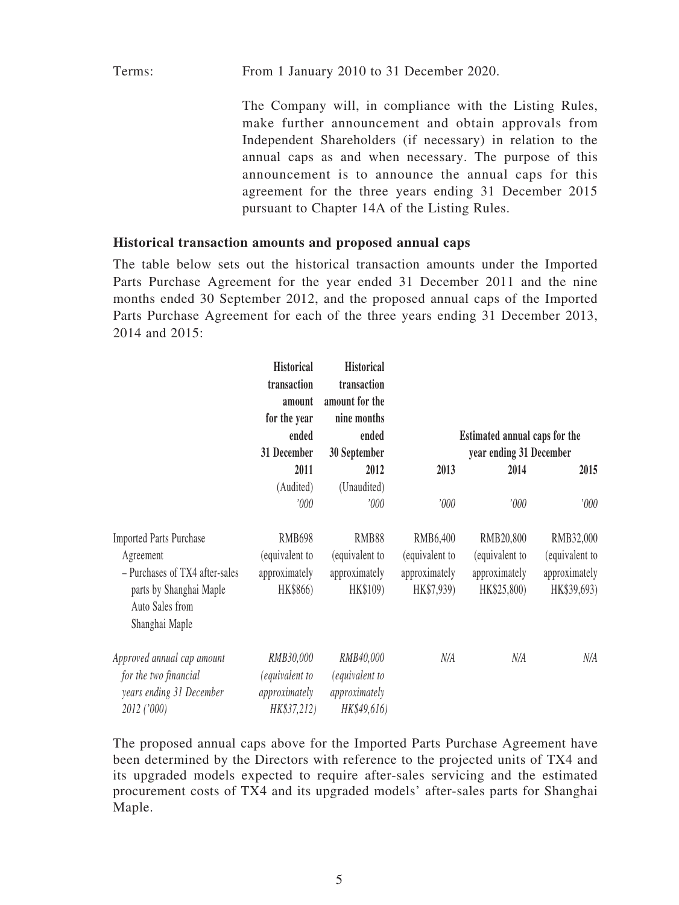Terms: From 1 January 2010 to 31 December 2020.

The Company will, in compliance with the Listing Rules, make further announcement and obtain approvals from Independent Shareholders (if necessary) in relation to the annual caps as and when necessary. The purpose of this announcement is to announce the annual caps for this agreement for the three years ending 31 December 2015 pursuant to Chapter 14A of the Listing Rules.

**Historical transaction amounts and proposed annual caps**

The table below sets out the historical transaction amounts under the Imported Parts Purchase Agreement for the year ended 31 December 2011 and the nine months ended 30 September 2012, and the proposed annual caps of the Imported Parts Purchase Agreement for each of the three years ending 31 December 2013, 2014 and 2015:

| | **Historical transaction amount for the year ended 31 December** | **Historical transaction amount for the nine months ended 30 September** | **Estimated annual caps for the year ending 31 December** | | |
|---|---|---|---|---|---|
| | **2011** | **2012** | **2013** | **2014** | **2015** |
| | (Audited) | (Unaudited) | | | |
| | *'000* | *'000* | *'000* | *'000* | *'000* |
| Imported Parts Purchase Agreement – Purchases of TX4 after-sales parts by Shanghai Maple Auto Sales from Shanghai Maple | RMB698 (equivalent to approximately HK$866) | RMB88 (equivalent to approximately HK$109) | RMB6,400 (equivalent to approximately HK$7,939) | RMB20,800 (equivalent to approximately HK$25,800) | RMB32,000 (equivalent to approximately HK$39,693) |
| *Approved annual cap amount for the two financial years ending 31 December 2012 ('000)* | *RMB30,000 (equivalent to approximately HK$37,212)* | *RMB40,000 (equivalent to approximately HK$49,616)* | *N/A* | *N/A* | *N/A* |

The proposed annual caps above for the Imported Parts Purchase Agreement have been determined by the Directors with reference to the projected units of TX4 and its upgraded models expected to require after-sales servicing and the estimated procurement costs of TX4 and its upgraded models' after-sales parts for Shanghai Maple.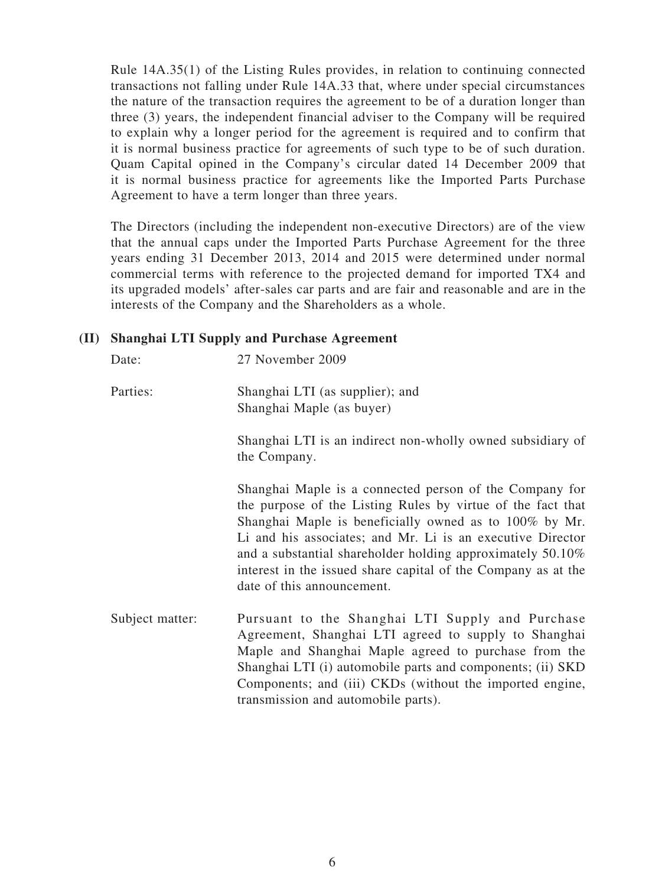Rule 14A.35(1) of the Listing Rules provides, in relation to continuing connected transactions not falling under Rule 14A.33 that, where under special circumstances the nature of the transaction requires the agreement to be of a duration longer than three (3) years, the independent financial adviser to the Company will be required to explain why a longer period for the agreement is required and to confirm that it is normal business practice for agreements of such type to be of such duration. Quam Capital opined in the Company's circular dated 14 December 2009 that it is normal business practice for agreements like the Imported Parts Purchase Agreement to have a term longer than three years.

The Directors (including the independent non-executive Directors) are of the view that the annual caps under the Imported Parts Purchase Agreement for the three years ending 31 December 2013, 2014 and 2015 were determined under normal commercial terms with reference to the projected demand for imported TX4 and its upgraded models' after-sales car parts and are fair and reasonable and are in the interests of the Company and the Shareholders as a whole.

**(II) Shanghai LTI Supply and Purchase Agreement**

Date: 27 November 2009

Parties: Shanghai LTI (as supplier); and
Shanghai Maple (as buyer)

Shanghai LTI is an indirect non-wholly owned subsidiary of the Company.

Shanghai Maple is a connected person of the Company for the purpose of the Listing Rules by virtue of the fact that Shanghai Maple is beneficially owned as to 100% by Mr. Li and his associates; and Mr. Li is an executive Director and a substantial shareholder holding approximately 50.10% interest in the issued share capital of the Company as at the date of this announcement.

Subject matter: Pursuant to the Shanghai LTI Supply and Purchase Agreement, Shanghai LTI agreed to supply to Shanghai Maple and Shanghai Maple agreed to purchase from the Shanghai LTI (i) automobile parts and components; (ii) SKD Components; and (iii) CKDs (without the imported engine, transmission and automobile parts).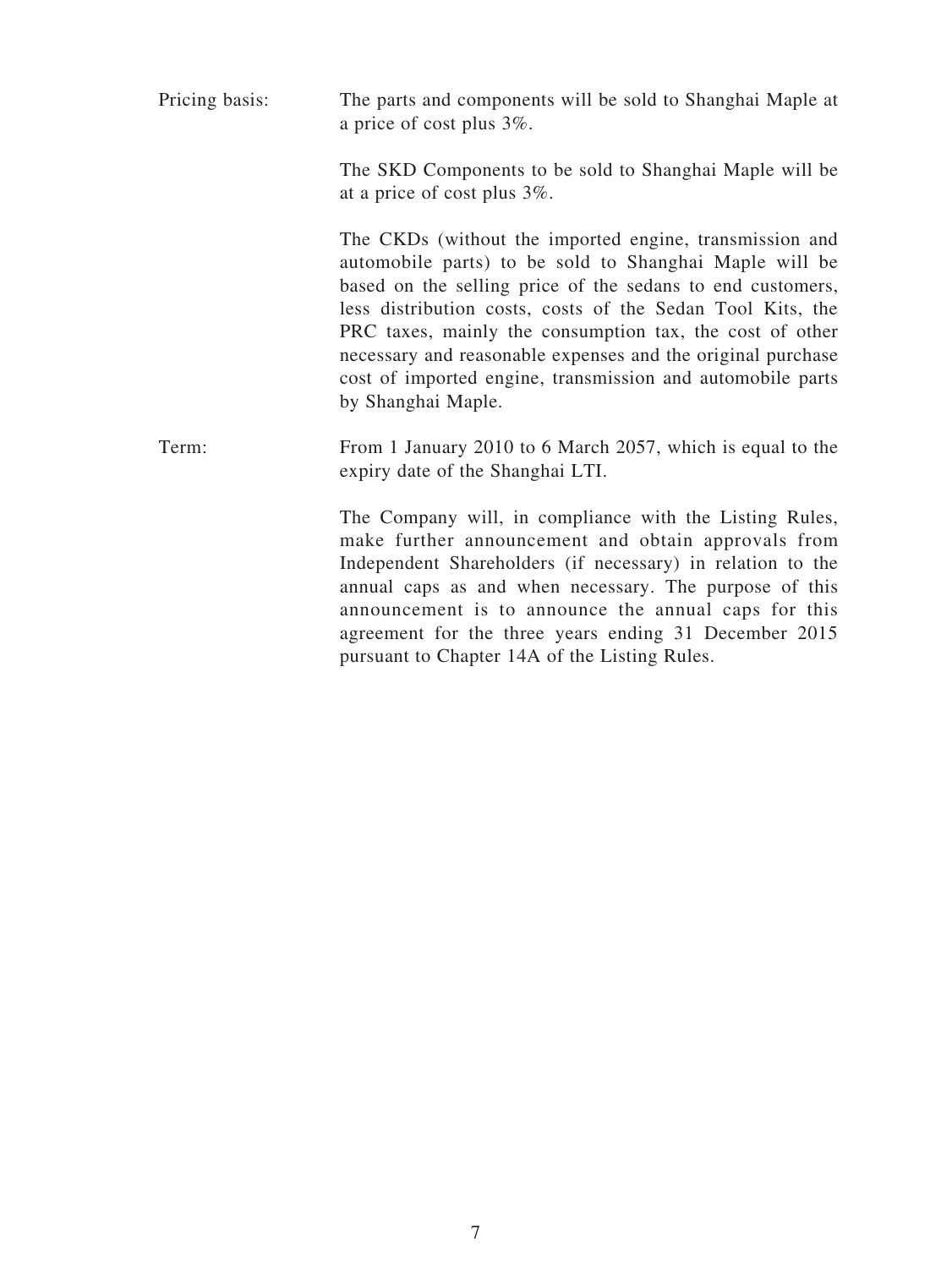| | |
|---|---|
| Pricing basis: | The parts and components will be sold to Shanghai Maple at a price of cost plus 3%. |
| | The SKD Components to be sold to Shanghai Maple will be at a price of cost plus 3%. |
| | The CKDs (without the imported engine, transmission and automobile parts) to be sold to Shanghai Maple will be based on the selling price of the sedans to end customers, less distribution costs, costs of the Sedan Tool Kits, the PRC taxes, mainly the consumption tax, the cost of other necessary and reasonable expenses and the original purchase cost of imported engine, transmission and automobile parts by Shanghai Maple. |
| Term: | From 1 January 2010 to 6 March 2057, which is equal to the expiry date of the Shanghai LTI. |
| | The Company will, in compliance with the Listing Rules, make further announcement and obtain approvals from Independent Shareholders (if necessary) in relation to the annual caps as and when necessary. The purpose of this announcement is to announce the annual caps for this agreement for the three years ending 31 December 2015 pursuant to Chapter 14A of the Listing Rules. |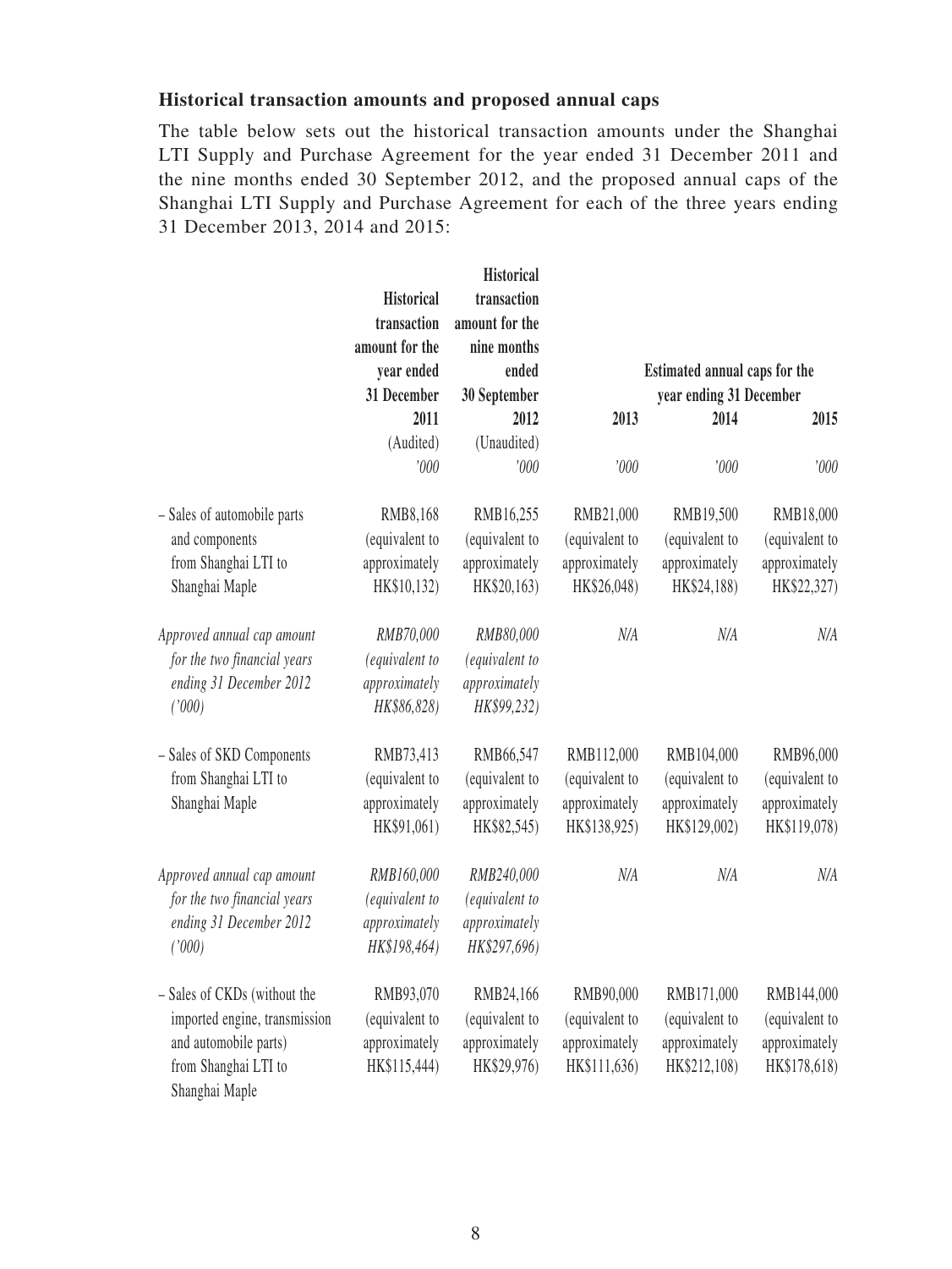**Historical transaction amounts and proposed annual caps**

The table below sets out the historical transaction amounts under the Shanghai LTI Supply and Purchase Agreement for the year ended 31 December 2011 and the nine months ended 30 September 2012, and the proposed annual caps of the Shanghai LTI Supply and Purchase Agreement for each of the three years ending 31 December 2013, 2014 and 2015:

| | Historical transaction amount for the year ended 31 December | Historical transaction amount for the nine months ended 30 September | Estimated annual caps for the year ending 31 December | | |
|---|---|---|---|---|---|
| | 2011 | 2012 | 2013 | 2014 | 2015 |
| | (Audited) | (Unaudited) | | | |
| | *'000* | *'000* | *'000* | *'000* | *'000* |
| – Sales of automobile parts and components from Shanghai LTI to Shanghai Maple | RMB8,168 (equivalent to approximately HK$10,132) | RMB16,255 (equivalent to approximately HK$20,163) | RMB21,000 (equivalent to approximately HK$26,048) | RMB19,500 (equivalent to approximately HK$24,188) | RMB18,000 (equivalent to approximately HK$22,327) |
| *Approved annual cap amount for the two financial years ending 31 December 2012 ('000)* | *RMB70,000 (equivalent to approximately HK$86,828)* | *RMB80,000 (equivalent to approximately HK$99,232)* | *N/A* | *N/A* | *N/A* |
| – Sales of SKD Components from Shanghai LTI to Shanghai Maple | RMB73,413 (equivalent to approximately HK$91,061) | RMB66,547 (equivalent to approximately HK$82,545) | RMB112,000 (equivalent to approximately HK$138,925) | RMB104,000 (equivalent to approximately HK$129,002) | RMB96,000 (equivalent to approximately HK$119,078) |
| *Approved annual cap amount for the two financial years ending 31 December 2012 ('000)* | *RMB160,000 (equivalent to approximately HK$198,464)* | *RMB240,000 (equivalent to approximately HK$297,696)* | *N/A* | *N/A* | *N/A* |
| – Sales of CKDs (without the imported engine, transmission and automobile parts) from Shanghai LTI to Shanghai Maple | RMB93,070 (equivalent to approximately HK$115,444) | RMB24,166 (equivalent to approximately HK$29,976) | RMB90,000 (equivalent to approximately HK$111,636) | RMB171,000 (equivalent to approximately HK$212,108) | RMB144,000 (equivalent to approximately HK$178,618) |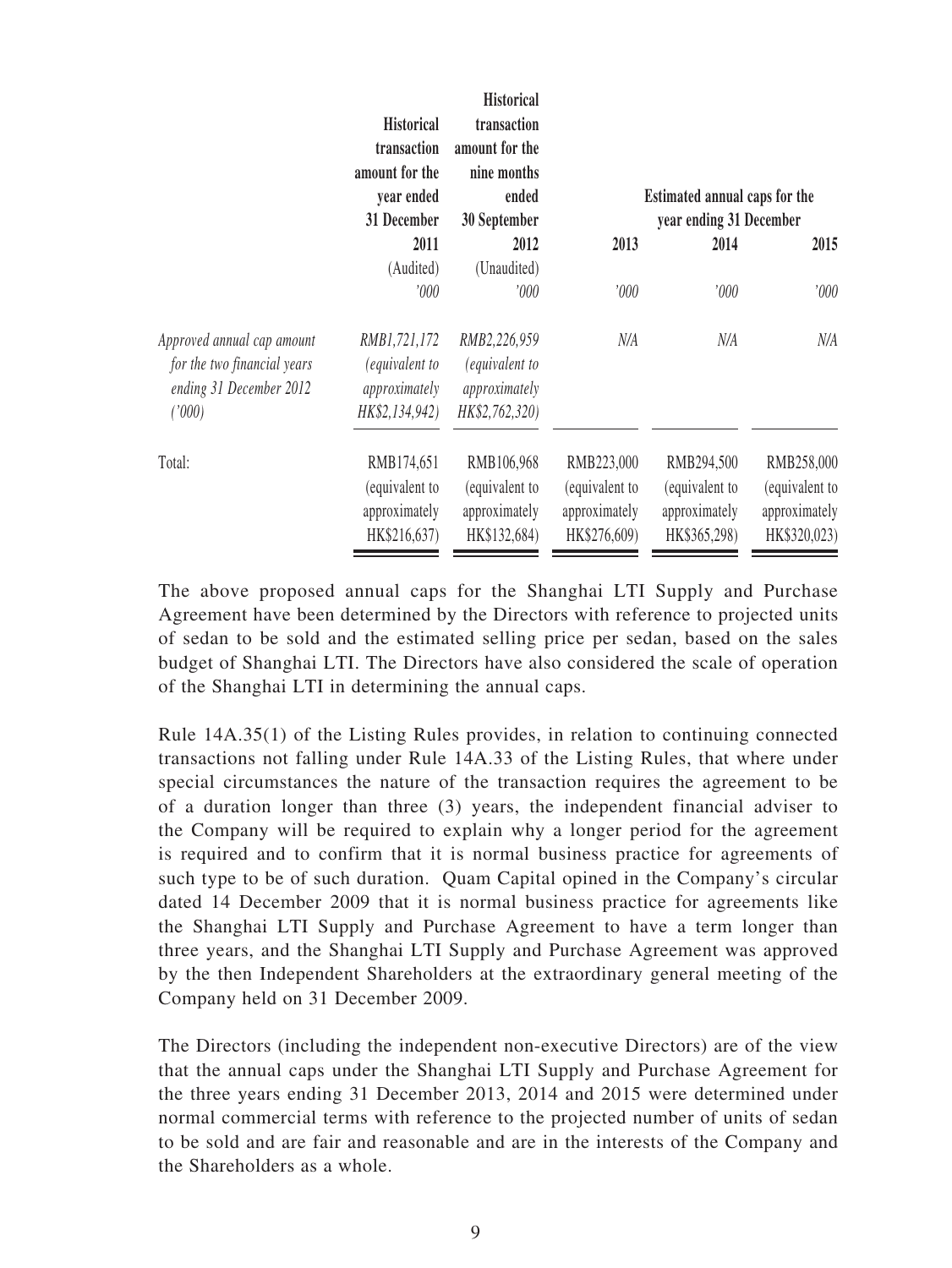| | Historical transaction amount for the year ended 31 December | Historical transaction amount for the nine months ended 30 September | Estimated annual caps for the year ending 31 December | | |
|---|---|---|---|---|---|
| | 2011 | 2012 | 2013 | 2014 | 2015 |
| | (Audited) | (Unaudited) | | | |
| | '000 | '000 | '000 | '000 | '000 |
| *Approved annual cap amount for the two financial years ending 31 December 2012 ('000)* | *RMB1,721,172 (equivalent to approximately HK$2,134,942)* | *RMB2,226,959 (equivalent to approximately HK$2,762,320)* | *N/A* | *N/A* | *N/A* |
| Total: | RMB174,651 (equivalent to approximately HK$216,637) | RMB106,968 (equivalent to approximately HK$132,684) | RMB223,000 (equivalent to approximately HK$276,609) | RMB294,500 (equivalent to approximately HK$365,298) | RMB258,000 (equivalent to approximately HK$320,023) |

The above proposed annual caps for the Shanghai LTI Supply and Purchase Agreement have been determined by the Directors with reference to projected units of sedan to be sold and the estimated selling price per sedan, based on the sales budget of Shanghai LTI. The Directors have also considered the scale of operation of the Shanghai LTI in determining the annual caps.

Rule 14A.35(1) of the Listing Rules provides, in relation to continuing connected transactions not falling under Rule 14A.33 of the Listing Rules, that where under special circumstances the nature of the transaction requires the agreement to be of a duration longer than three (3) years, the independent financial adviser to the Company will be required to explain why a longer period for the agreement is required and to confirm that it is normal business practice for agreements of such type to be of such duration. Quam Capital opined in the Company's circular dated 14 December 2009 that it is normal business practice for agreements like the Shanghai LTI Supply and Purchase Agreement to have a term longer than three years, and the Shanghai LTI Supply and Purchase Agreement was approved by the then Independent Shareholders at the extraordinary general meeting of the Company held on 31 December 2009.

The Directors (including the independent non-executive Directors) are of the view that the annual caps under the Shanghai LTI Supply and Purchase Agreement for the three years ending 31 December 2013, 2014 and 2015 were determined under normal commercial terms with reference to the projected number of units of sedan to be sold and are fair and reasonable and are in the interests of the Company and the Shareholders as a whole.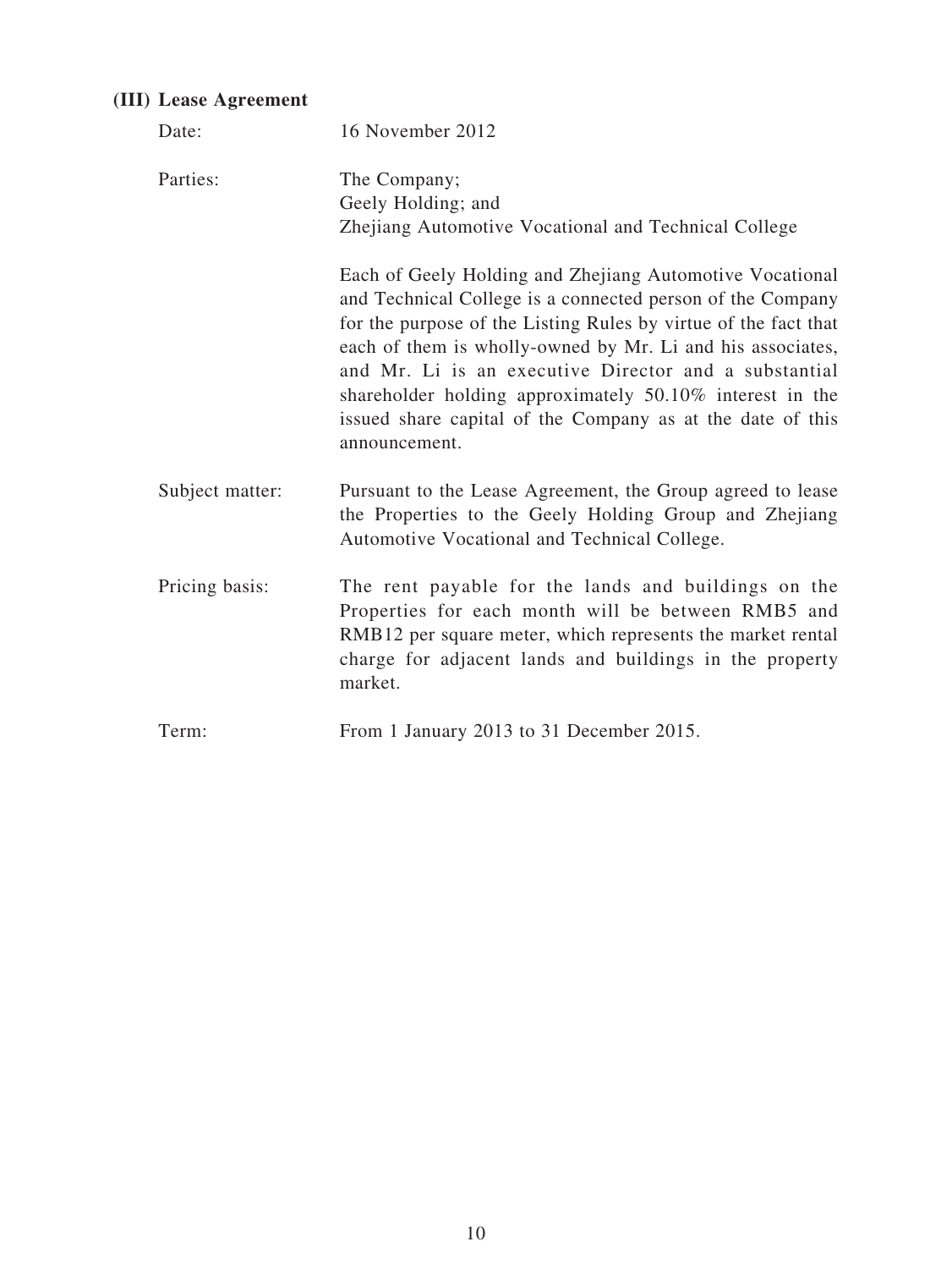### (III) Lease Agreement

| | |
|---|---|
| Date: | 16 November 2012 |
| Parties: | The Company;<br>Geely Holding; and<br>Zhejiang Automotive Vocational and Technical College<br><br>Each of Geely Holding and Zhejiang Automotive Vocational and Technical College is a connected person of the Company for the purpose of the Listing Rules by virtue of the fact that each of them is wholly-owned by Mr. Li and his associates, and Mr. Li is an executive Director and a substantial shareholder holding approximately 50.10% interest in the issued share capital of the Company as at the date of this announcement. |
| Subject matter: | Pursuant to the Lease Agreement, the Group agreed to lease the Properties to the Geely Holding Group and Zhejiang Automotive Vocational and Technical College. |
| Pricing basis: | The rent payable for the lands and buildings on the Properties for each month will be between RMB5 and RMB12 per square meter, which represents the market rental charge for adjacent lands and buildings in the property market. |
| Term: | From 1 January 2013 to 31 December 2015. |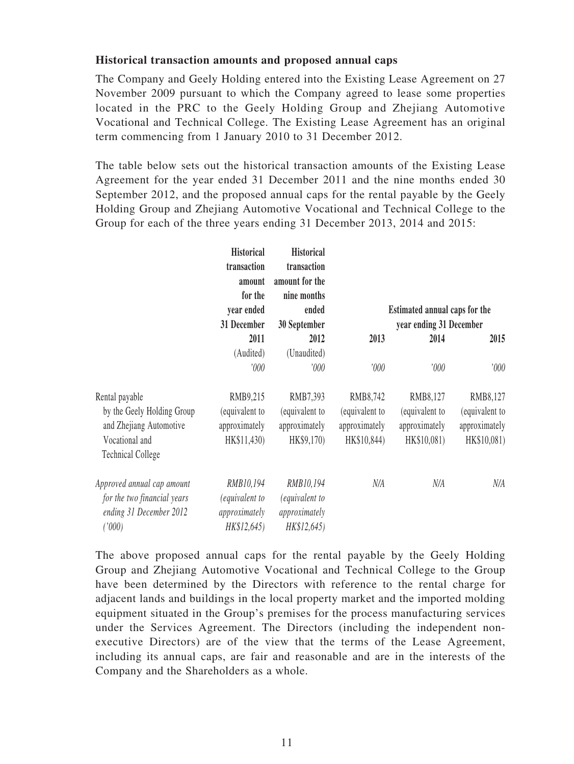**Historical transaction amounts and proposed annual caps**

The Company and Geely Holding entered into the Existing Lease Agreement on 27 November 2009 pursuant to which the Company agreed to lease some properties located in the PRC to the Geely Holding Group and Zhejiang Automotive Vocational and Technical College. The Existing Lease Agreement has an original term commencing from 1 January 2010 to 31 December 2012.

The table below sets out the historical transaction amounts of the Existing Lease Agreement for the year ended 31 December 2011 and the nine months ended 30 September 2012, and the proposed annual caps for the rental payable by the Geely Holding Group and Zhejiang Automotive Vocational and Technical College to the Group for each of the three years ending 31 December 2013, 2014 and 2015:

| | Historical transaction amount for the year ended 31 December | Historical transaction amount for the nine months ended 30 September | Estimated annual caps for the year ending 31 December | | |
|---|---|---|---|---|---|
| | 2011 | 2012 | 2013 | 2014 | 2015 |
| | (Audited) | (Unaudited) | | | |
| | *'000* | *'000* | *'000* | *'000* | *'000* |
| Rental payable by the Geely Holding Group and Zhejiang Automotive Vocational and Technical College | RMB9,215 (equivalent to approximately HK$11,430) | RMB7,393 (equivalent to approximately HK$9,170) | RMB8,742 (equivalent to approximately HK$10,844) | RMB8,127 (equivalent to approximately HK$10,081) | RMB8,127 (equivalent to approximately HK$10,081) |
| *Approved annual cap amount for the two financial years ending 31 December 2012 ('000)* | *RMB10,194 (equivalent to approximately HK$12,645)* | *RMB10,194 (equivalent to approximately HK$12,645)* | *N/A* | *N/A* | *N/A* |

The above proposed annual caps for the rental payable by the Geely Holding Group and Zhejiang Automotive Vocational and Technical College to the Group have been determined by the Directors with reference to the rental charge for adjacent lands and buildings in the local property market and the imported molding equipment situated in the Group's premises for the process manufacturing services under the Services Agreement. The Directors (including the independent non-executive Directors) are of the view that the terms of the Lease Agreement, including its annual caps, are fair and reasonable and are in the interests of the Company and the Shareholders as a whole.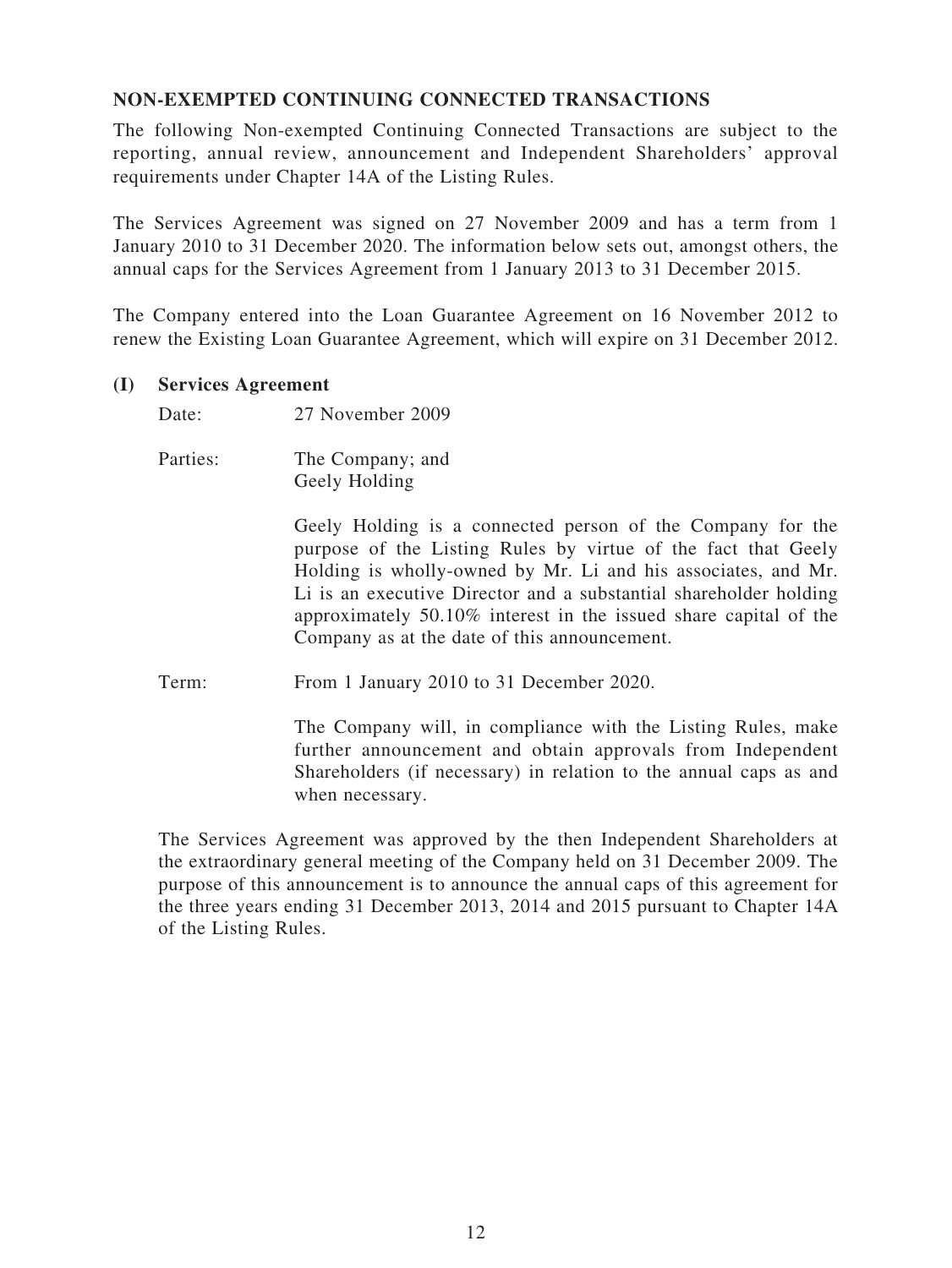## NON-EXEMPTED CONTINUING CONNECTED TRANSACTIONS

The following Non-exempted Continuing Connected Transactions are subject to the reporting, annual review, announcement and Independent Shareholders' approval requirements under Chapter 14A of the Listing Rules.

The Services Agreement was signed on 27 November 2009 and has a term from 1 January 2010 to 31 December 2020. The information below sets out, amongst others, the annual caps for the Services Agreement from 1 January 2013 to 31 December 2015.

The Company entered into the Loan Guarantee Agreement on 16 November 2012 to renew the Existing Loan Guarantee Agreement, which will expire on 31 December 2012.

### (I) Services Agreement

Date: 27 November 2009

Parties: The Company; and
Geely Holding

Geely Holding is a connected person of the Company for the purpose of the Listing Rules by virtue of the fact that Geely Holding is wholly-owned by Mr. Li and his associates, and Mr. Li is an executive Director and a substantial shareholder holding approximately 50.10% interest in the issued share capital of the Company as at the date of this announcement.

Term: From 1 January 2010 to 31 December 2020.

The Company will, in compliance with the Listing Rules, make further announcement and obtain approvals from Independent Shareholders (if necessary) in relation to the annual caps as and when necessary.

The Services Agreement was approved by the then Independent Shareholders at the extraordinary general meeting of the Company held on 31 December 2009. The purpose of this announcement is to announce the annual caps of this agreement for the three years ending 31 December 2013, 2014 and 2015 pursuant to Chapter 14A of the Listing Rules.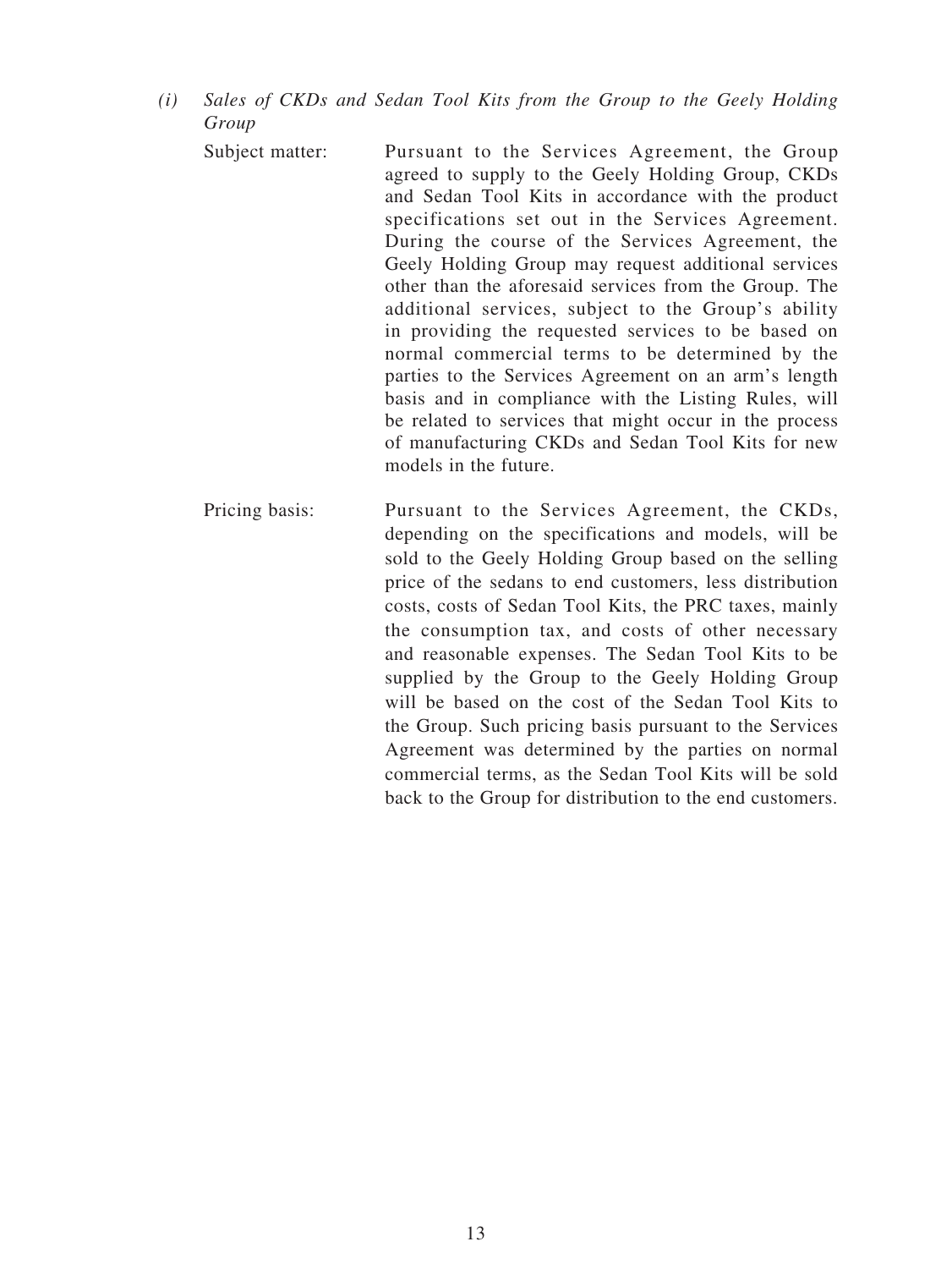*(i) Sales of CKDs and Sedan Tool Kits from the Group to the Geely Holding Group*

Subject matter: Pursuant to the Services Agreement, the Group agreed to supply to the Geely Holding Group, CKDs and Sedan Tool Kits in accordance with the product specifications set out in the Services Agreement. During the course of the Services Agreement, the Geely Holding Group may request additional services other than the aforesaid services from the Group. The additional services, subject to the Group's ability in providing the requested services to be based on normal commercial terms to be determined by the parties to the Services Agreement on an arm's length basis and in compliance with the Listing Rules, will be related to services that might occur in the process of manufacturing CKDs and Sedan Tool Kits for new models in the future.

Pricing basis: Pursuant to the Services Agreement, the CKDs, depending on the specifications and models, will be sold to the Geely Holding Group based on the selling price of the sedans to end customers, less distribution costs, costs of Sedan Tool Kits, the PRC taxes, mainly the consumption tax, and costs of other necessary and reasonable expenses. The Sedan Tool Kits to be supplied by the Group to the Geely Holding Group will be based on the cost of the Sedan Tool Kits to the Group. Such pricing basis pursuant to the Services Agreement was determined by the parties on normal commercial terms, as the Sedan Tool Kits will be sold back to the Group for distribution to the end customers.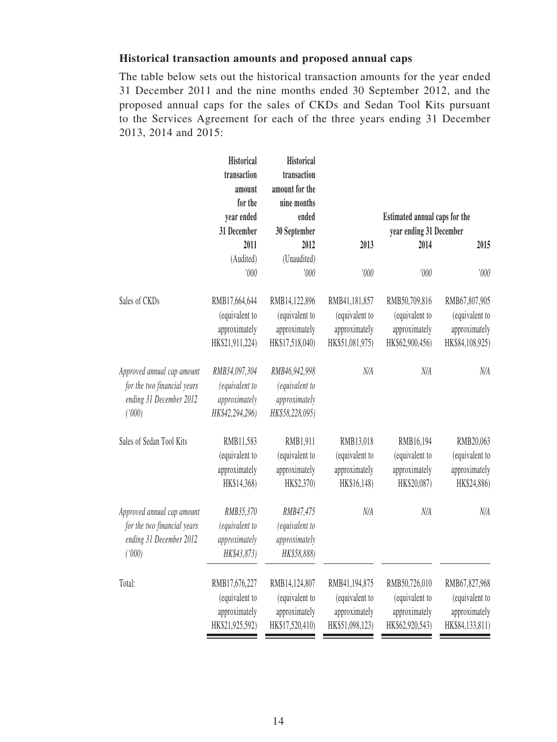**Historical transaction amounts and proposed annual caps**

The table below sets out the historical transaction amounts for the year ended 31 December 2011 and the nine months ended 30 September 2012, and the proposed annual caps for the sales of CKDs and Sedan Tool Kits pursuant to the Services Agreement for each of the three years ending 31 December 2013, 2014 and 2015:

| | Historical transaction amount for the year ended 31 December 2011 (Audited) '000 | Historical transaction amount for the nine months ended 30 September 2012 (Unaudited) '000 | Estimated annual caps for the year ending 31 December 2013 '000 | 2014 '000 | 2015 '000 |
|---|---|---|---|---|---|
| Sales of CKDs | RMB17,664,644 (equivalent to approximately HK$21,911,224) | RMB14,122,896 (equivalent to approximately HK$17,518,040) | RMB41,181,857 (equivalent to approximately HK$51,081,975) | RMB50,709,816 (equivalent to approximately HK$62,900,456) | RMB67,807,905 (equivalent to approximately HK$84,108,925) |
| *Approved annual cap amount for the two financial years ending 31 December 2012 ('000)* | *RMB34,097,304 (equivalent to approximately HK$42,294,296)* | *RMB46,942,998 (equivalent to approximately HK$58,228,095)* | *N/A* | *N/A* | *N/A* |
| Sales of Sedan Tool Kits | RMB11,583 (equivalent to approximately HK$14,368) | RMB1,911 (equivalent to approximately HK$2,370) | RMB13,018 (equivalent to approximately HK$16,148) | RMB16,194 (equivalent to approximately HK$20,087) | RMB20,063 (equivalent to approximately HK$24,886) |
| *Approved annual cap amount for the two financial years ending 31 December 2012 ('000)* | *RMB35,370 (equivalent to approximately HK$43,873)* | *RMB47,475 (equivalent to approximately HK$58,888)* | *N/A* | *N/A* | *N/A* |
| Total: | RMB17,676,227 (equivalent to approximately HK$21,925,592) | RMB14,124,807 (equivalent to approximately HK$17,520,410) | RMB41,194,875 (equivalent to approximately HK$51,098,123) | RMB50,726,010 (equivalent to approximately HK$62,920,543) | RMB67,827,968 (equivalent to approximately HK$84,133,811) |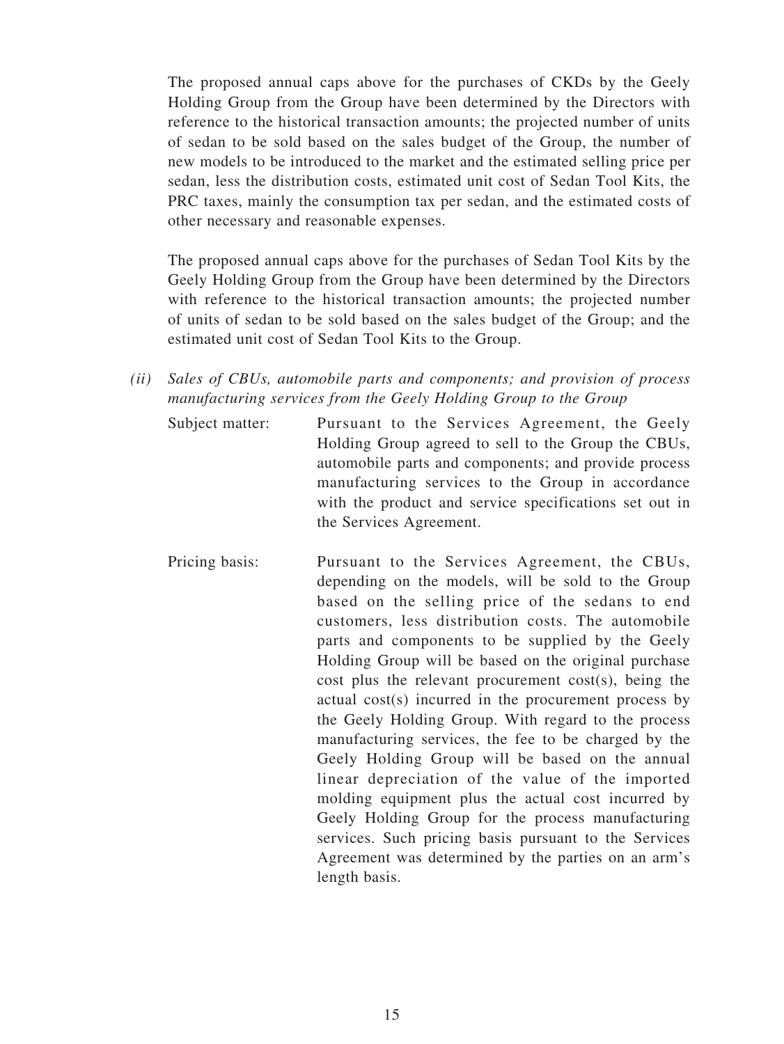The proposed annual caps above for the purchases of CKDs by the Geely Holding Group from the Group have been determined by the Directors with reference to the historical transaction amounts; the projected number of units of sedan to be sold based on the sales budget of the Group, the number of new models to be introduced to the market and the estimated selling price per sedan, less the distribution costs, estimated unit cost of Sedan Tool Kits, the PRC taxes, mainly the consumption tax per sedan, and the estimated costs of other necessary and reasonable expenses.

The proposed annual caps above for the purchases of Sedan Tool Kits by the Geely Holding Group from the Group have been determined by the Directors with reference to the historical transaction amounts; the projected number of units of sedan to be sold based on the sales budget of the Group; and the estimated unit cost of Sedan Tool Kits to the Group.

*(ii) Sales of CBUs, automobile parts and components; and provision of process manufacturing services from the Geely Holding Group to the Group*

Subject matter: Pursuant to the Services Agreement, the Geely Holding Group agreed to sell to the Group the CBUs, automobile parts and components; and provide process manufacturing services to the Group in accordance with the product and service specifications set out in the Services Agreement.

Pricing basis: Pursuant to the Services Agreement, the CBUs, depending on the models, will be sold to the Group based on the selling price of the sedans to end customers, less distribution costs. The automobile parts and components to be supplied by the Geely Holding Group will be based on the original purchase cost plus the relevant procurement cost(s), being the actual cost(s) incurred in the procurement process by the Geely Holding Group. With regard to the process manufacturing services, the fee to be charged by the Geely Holding Group will be based on the annual linear depreciation of the value of the imported molding equipment plus the actual cost incurred by Geely Holding Group for the process manufacturing services. Such pricing basis pursuant to the Services Agreement was determined by the parties on an arm's length basis.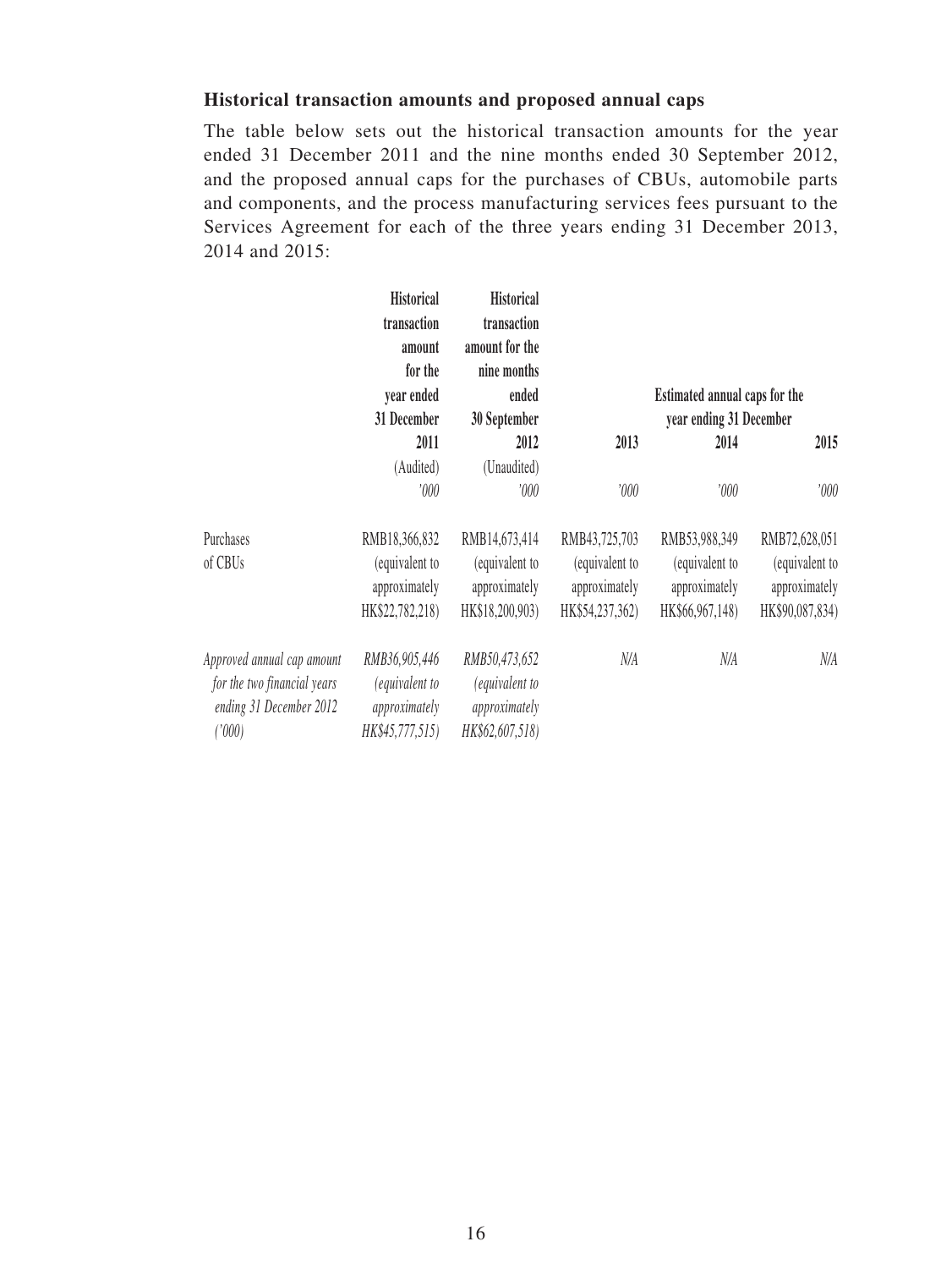**Historical transaction amounts and proposed annual caps**

The table below sets out the historical transaction amounts for the year ended 31 December 2011 and the nine months ended 30 September 2012, and the proposed annual caps for the purchases of CBUs, automobile parts and components, and the process manufacturing services fees pursuant to the Services Agreement for each of the three years ending 31 December 2013, 2014 and 2015:

| | **Historical transaction amount for the year ended 31 December** | **Historical transaction amount for the nine months ended 30 September** | **Estimated annual caps for the year ending 31 December** | | |
|---|---|---|---|---|---|
| | **2011** | **2012** | **2013** | **2014** | **2015** |
| | (Audited) | (Unaudited) | | | |
| | *'000* | *'000* | *'000* | *'000* | *'000* |
| Purchases of CBUs | RMB18,366,832 (equivalent to approximately HK$22,782,218) | RMB14,673,414 (equivalent to approximately HK$18,200,903) | RMB43,725,703 (equivalent to approximately HK$54,237,362) | RMB53,988,349 (equivalent to approximately HK$66,967,148) | RMB72,628,051 (equivalent to approximately HK$90,087,834) |
| *Approved annual cap amount for the two financial years ending 31 December 2012 ('000)* | *RMB36,905,446 (equivalent to approximately HK$45,777,515)* | *RMB50,473,652 (equivalent to approximately HK$62,607,518)* | *N/A* | *N/A* | *N/A* |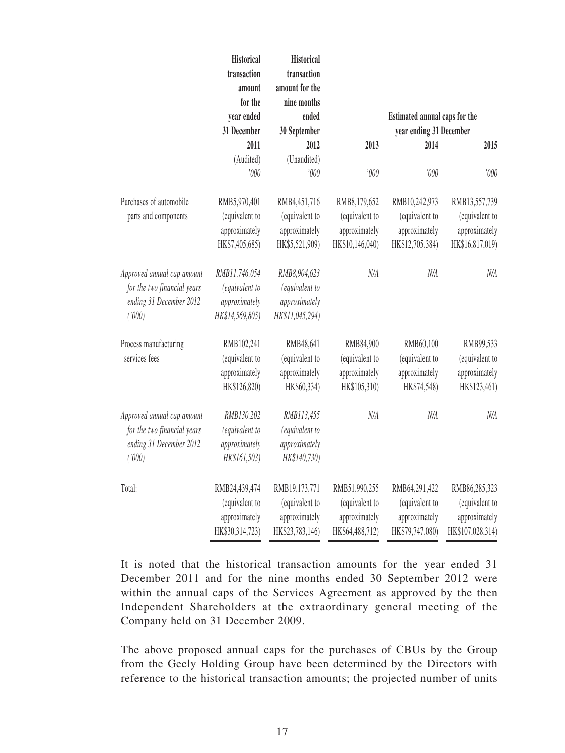| | Historical transaction amount for the year ended 31 December 2011 (Audited) '000 | Historical transaction amount for the nine months ended 30 September 2012 (Unaudited) '000 | Estimated annual caps for the year ending 31 December 2013 '000 | 2014 '000 | 2015 '000 |
|---|---|---|---|---|---|
| Purchases of automobile parts and components | RMB5,970,401 (equivalent to approximately HK$7,405,685) | RMB4,451,716 (equivalent to approximately HK$5,521,909) | RMB8,179,652 (equivalent to approximately HK$10,146,040) | RMB10,242,973 (equivalent to approximately HK$12,705,384) | RMB13,557,739 (equivalent to approximately HK$16,817,019) |
| *Approved annual cap amount for the two financial years ending 31 December 2012 ('000)* | *RMB11,746,054 (equivalent to approximately HK$14,569,805)* | *RMB8,904,623 (equivalent to approximately HK$11,045,294)* | *N/A* | *N/A* | *N/A* |
| Process manufacturing services fees | RMB102,241 (equivalent to approximately HK$126,820) | RMB48,641 (equivalent to approximately HK$60,334) | RMB84,900 (equivalent to approximately HK$105,310) | RMB60,100 (equivalent to approximately HK$74,548) | RMB99,533 (equivalent to approximately HK$123,461) |
| *Approved annual cap amount for the two financial years ending 31 December 2012 ('000)* | *RMB130,202 (equivalent to approximately HK$161,503)* | *RMB113,455 (equivalent to approximately HK$140,730)* | *N/A* | *N/A* | *N/A* |
| Total: | RMB24,439,474 (equivalent to approximately HK$30,314,723) | RMB19,173,771 (equivalent to approximately HK$23,783,146) | RMB51,990,255 (equivalent to approximately HK$64,488,712) | RMB64,291,422 (equivalent to approximately HK$79,747,080) | RMB86,285,323 (equivalent to approximately HK$107,028,314) |

It is noted that the historical transaction amounts for the year ended 31 December 2011 and for the nine months ended 30 September 2012 were within the annual caps of the Services Agreement as approved by the then Independent Shareholders at the extraordinary general meeting of the Company held on 31 December 2009.

The above proposed annual caps for the purchases of CBUs by the Group from the Geely Holding Group have been determined by the Directors with reference to the historical transaction amounts; the projected number of units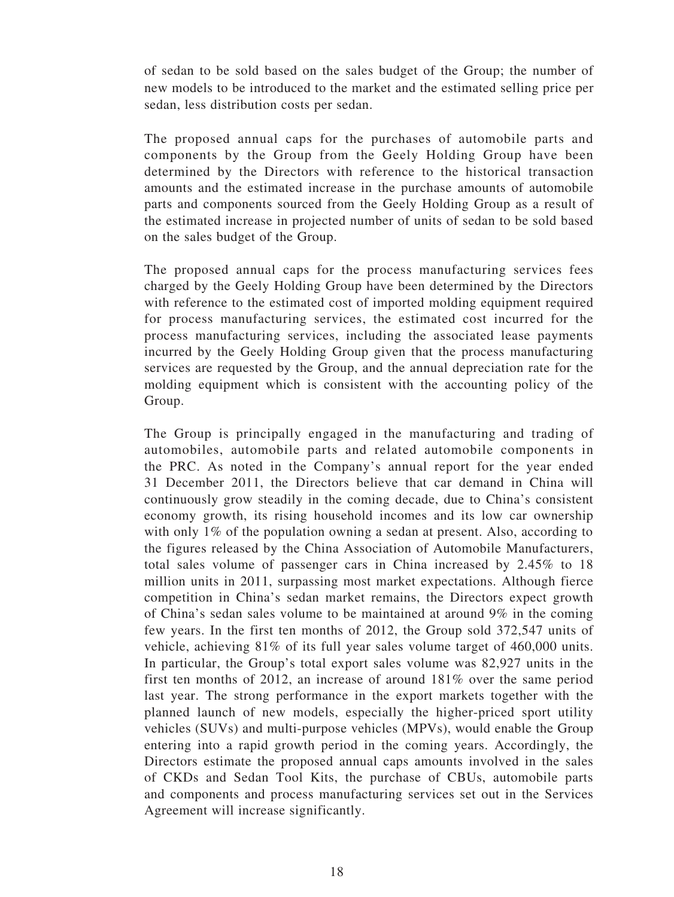of sedan to be sold based on the sales budget of the Group; the number of new models to be introduced to the market and the estimated selling price per sedan, less distribution costs per sedan.

The proposed annual caps for the purchases of automobile parts and components by the Group from the Geely Holding Group have been determined by the Directors with reference to the historical transaction amounts and the estimated increase in the purchase amounts of automobile parts and components sourced from the Geely Holding Group as a result of the estimated increase in projected number of units of sedan to be sold based on the sales budget of the Group.

The proposed annual caps for the process manufacturing services fees charged by the Geely Holding Group have been determined by the Directors with reference to the estimated cost of imported molding equipment required for process manufacturing services, the estimated cost incurred for the process manufacturing services, including the associated lease payments incurred by the Geely Holding Group given that the process manufacturing services are requested by the Group, and the annual depreciation rate for the molding equipment which is consistent with the accounting policy of the Group.

The Group is principally engaged in the manufacturing and trading of automobiles, automobile parts and related automobile components in the PRC. As noted in the Company's annual report for the year ended 31 December 2011, the Directors believe that car demand in China will continuously grow steadily in the coming decade, due to China's consistent economy growth, its rising household incomes and its low car ownership with only 1% of the population owning a sedan at present. Also, according to the figures released by the China Association of Automobile Manufacturers, total sales volume of passenger cars in China increased by 2.45% to 18 million units in 2011, surpassing most market expectations. Although fierce competition in China's sedan market remains, the Directors expect growth of China's sedan sales volume to be maintained at around 9% in the coming few years. In the first ten months of 2012, the Group sold 372,547 units of vehicle, achieving 81% of its full year sales volume target of 460,000 units. In particular, the Group's total export sales volume was 82,927 units in the first ten months of 2012, an increase of around 181% over the same period last year. The strong performance in the export markets together with the planned launch of new models, especially the higher-priced sport utility vehicles (SUVs) and multi-purpose vehicles (MPVs), would enable the Group entering into a rapid growth period in the coming years. Accordingly, the Directors estimate the proposed annual caps amounts involved in the sales of CKDs and Sedan Tool Kits, the purchase of CBUs, automobile parts and components and process manufacturing services set out in the Services Agreement will increase significantly.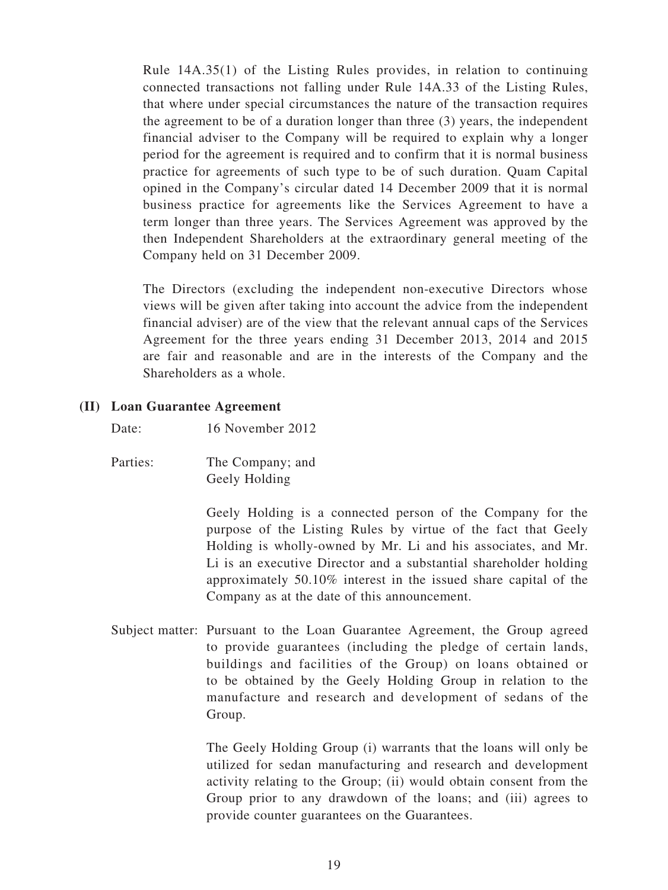Rule 14A.35(1) of the Listing Rules provides, in relation to continuing connected transactions not falling under Rule 14A.33 of the Listing Rules, that where under special circumstances the nature of the transaction requires the agreement to be of a duration longer than three (3) years, the independent financial adviser to the Company will be required to explain why a longer period for the agreement is required and to confirm that it is normal business practice for agreements of such type to be of such duration. Quam Capital opined in the Company's circular dated 14 December 2009 that it is normal business practice for agreements like the Services Agreement to have a term longer than three years. The Services Agreement was approved by the then Independent Shareholders at the extraordinary general meeting of the Company held on 31 December 2009.

The Directors (excluding the independent non-executive Directors whose views will be given after taking into account the advice from the independent financial adviser) are of the view that the relevant annual caps of the Services Agreement for the three years ending 31 December 2013, 2014 and 2015 are fair and reasonable and are in the interests of the Company and the Shareholders as a whole.

**(II) Loan Guarantee Agreement**

Date: 16 November 2012

Parties: The Company; and
Geely Holding

Geely Holding is a connected person of the Company for the purpose of the Listing Rules by virtue of the fact that Geely Holding is wholly-owned by Mr. Li and his associates, and Mr. Li is an executive Director and a substantial shareholder holding approximately 50.10% interest in the issued share capital of the Company as at the date of this announcement.

Subject matter: Pursuant to the Loan Guarantee Agreement, the Group agreed to provide guarantees (including the pledge of certain lands, buildings and facilities of the Group) on loans obtained or to be obtained by the Geely Holding Group in relation to the manufacture and research and development sedans of the Group.

The Geely Holding Group (i) warrants that the loans will only be utilized for sedan manufacturing and research and development activity relating to the Group; (ii) would obtain consent from the Group prior to any drawdown of the loans; and (iii) agrees to provide counter guarantees on the Guarantees.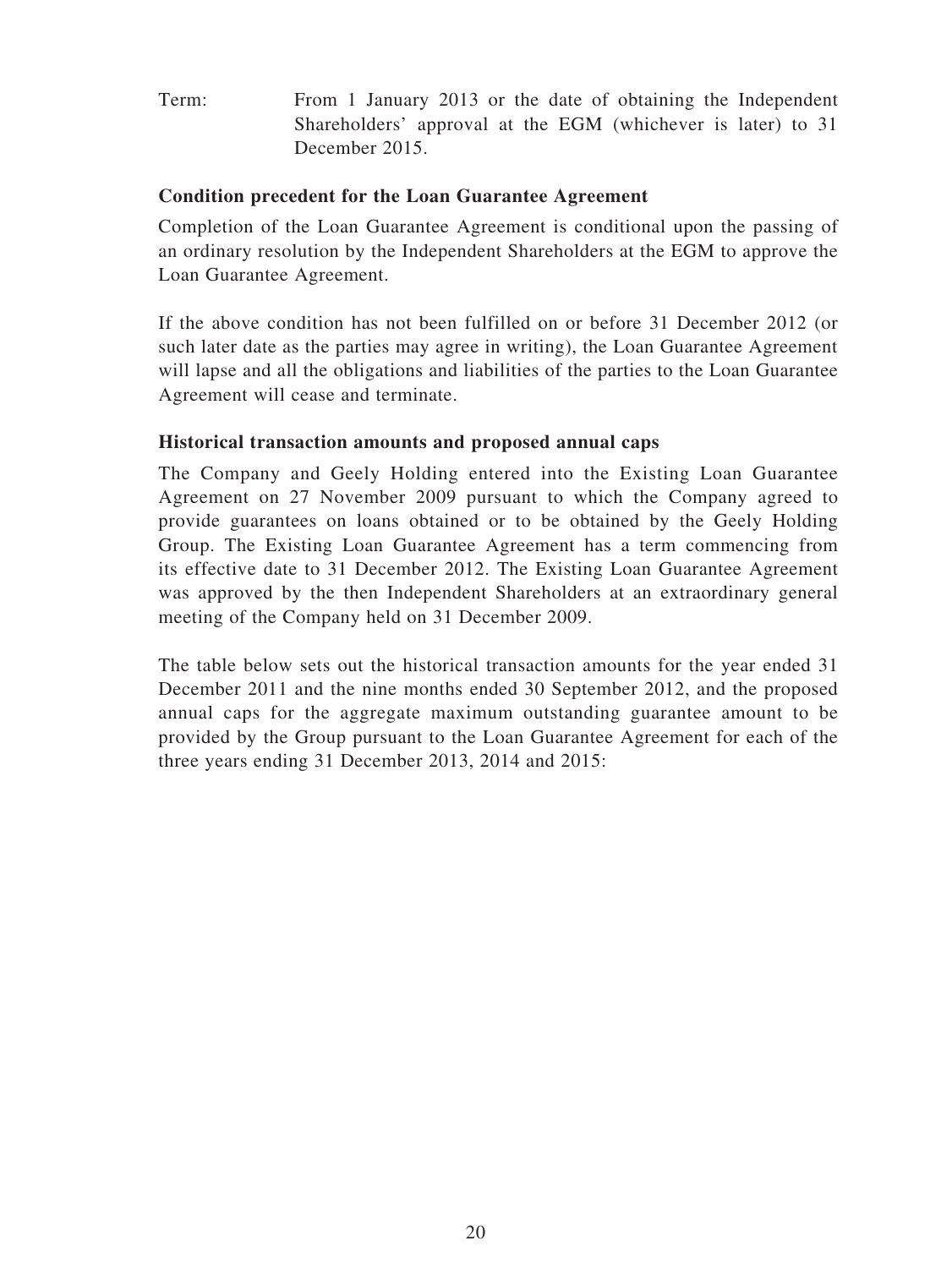Term: From 1 January 2013 or the date of obtaining the Independent Shareholders' approval at the EGM (whichever is later) to 31 December 2015.

**Condition precedent for the Loan Guarantee Agreement**

Completion of the Loan Guarantee Agreement is conditional upon the passing of an ordinary resolution by the Independent Shareholders at the EGM to approve the Loan Guarantee Agreement.

If the above condition has not been fulfilled on or before 31 December 2012 (or such later date as the parties may agree in writing), the Loan Guarantee Agreement will lapse and all the obligations and liabilities of the parties to the Loan Guarantee Agreement will cease and terminate.

**Historical transaction amounts and proposed annual caps**

The Company and Geely Holding entered into the Existing Loan Guarantee Agreement on 27 November 2009 pursuant to which the Company agreed to provide guarantees on loans obtained or to be obtained by the Geely Holding Group. The Existing Loan Guarantee Agreement has a term commencing from its effective date to 31 December 2012. The Existing Loan Guarantee Agreement was approved by the then Independent Shareholders at an extraordinary general meeting of the Company held on 31 December 2009.

The table below sets out the historical transaction amounts for the year ended 31 December 2011 and the nine months ended 30 September 2012, and the proposed annual caps for the aggregate maximum outstanding guarantee amount to be provided by the Group pursuant to the Loan Guarantee Agreement for each of the three years ending 31 December 2013, 2014 and 2015: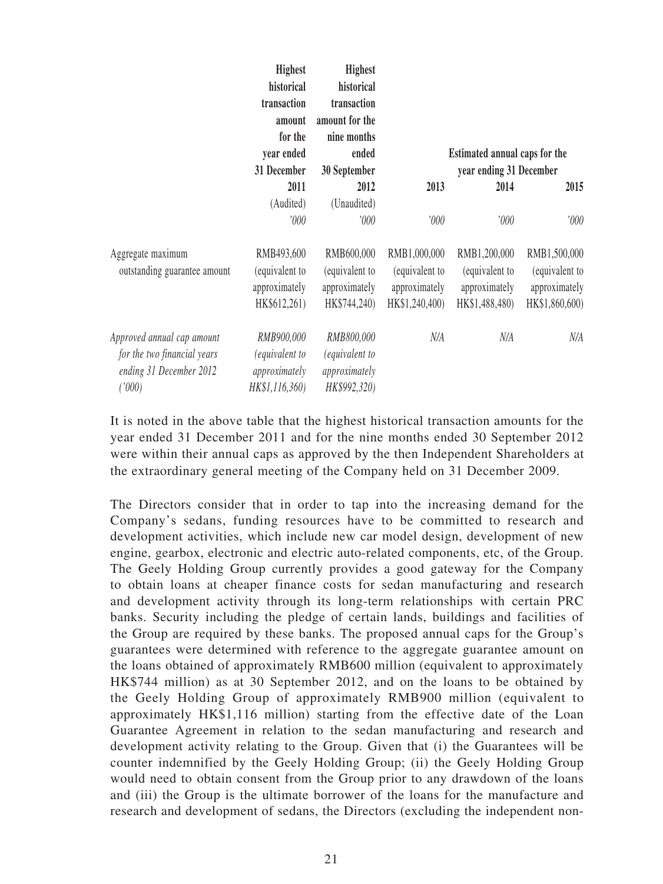| | Highest historical transaction amount for the year ended 31 December | Highest historical transaction amount for the nine months ended 30 September | Estimated annual caps for the year ending 31 December | | |
|---|---|---|---|---|---|
| | 2011 | 2012 | 2013 | 2014 | 2015 |
| | (Audited) | (Unaudited) | | | |
| | *'000* | *'000* | *'000* | *'000* | *'000* |
| Aggregate maximum outstanding guarantee amount | RMB493,600 (equivalent to approximately HK$612,261) | RMB600,000 (equivalent to approximately HK$744,240) | RMB1,000,000 (equivalent to approximately HK$1,240,400) | RMB1,200,000 (equivalent to approximately HK$1,488,480) | RMB1,500,000 (equivalent to approximately HK$1,860,600) |
| *Approved annual cap amount for the two financial years ending 31 December 2012 ('000)* | *RMB900,000 (equivalent to approximately HK$1,116,360)* | *RMB800,000 (equivalent to approximately HK$992,320)* | *N/A* | *N/A* | *N/A* |

It is noted in the above table that the highest historical transaction amounts for the year ended 31 December 2011 and for the nine months ended 30 September 2012 were within their annual caps as approved by the then Independent Shareholders at the extraordinary general meeting of the Company held on 31 December 2009.

The Directors consider that in order to tap into the increasing demand for the Company's sedans, funding resources have to be committed to research and development activities, which include new car model design, development of new engine, gearbox, electronic and electric auto-related components, etc, of the Group. The Geely Holding Group currently provides a good gateway for the Company to obtain loans at cheaper finance costs for sedan manufacturing and research and development activity through its long-term relationships with certain PRC banks. Security including the pledge of certain lands, buildings and facilities of the Group are required by these banks. The proposed annual caps for the Group's guarantees were determined with reference to the aggregate guarantee amount on the loans obtained of approximately RMB600 million (equivalent to approximately HK$744 million) as at 30 September 2012, and on the loans to be obtained by the Geely Holding Group of approximately RMB900 million (equivalent to approximately HK$1,116 million) starting from the effective date of the Loan Guarantee Agreement in relation to the sedan manufacturing and research and development activity relating to the Group. Given that (i) the Guarantees will be counter indemnified by the Geely Holding Group; (ii) the Geely Holding Group would need to obtain consent from the Group prior to any drawdown of the loans and (iii) the Group is the ultimate borrower of the loans for the manufacture and research and development of sedans, the Directors (excluding the independent non-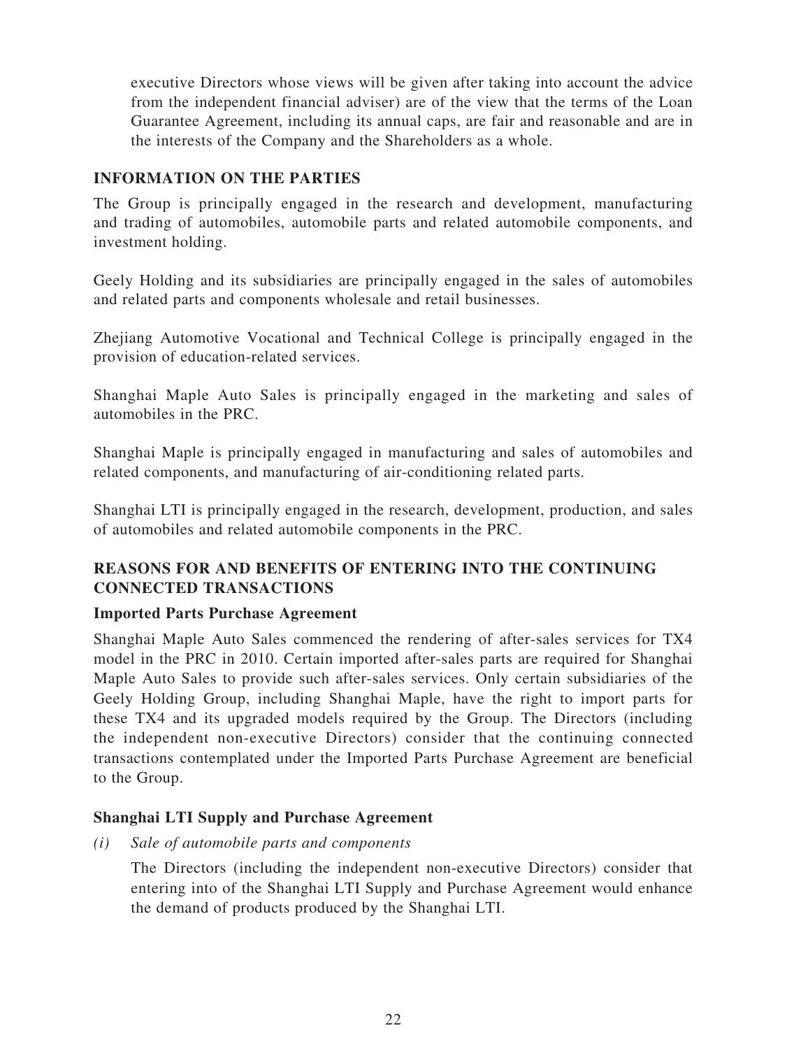executive Directors whose views will be given after taking into account the advice from the independent financial adviser) are of the view that the terms of the Loan Guarantee Agreement, including its annual caps, are fair and reasonable and are in the interests of the Company and the Shareholders as a whole.

## INFORMATION ON THE PARTIES

The Group is principally engaged in the research and development, manufacturing and trading of automobiles, automobile parts and related automobile components, and investment holding.

Geely Holding and its subsidiaries are principally engaged in the sales of automobiles and related parts and components wholesale and retail businesses.

Zhejiang Automotive Vocational and Technical College is principally engaged in the provision of education-related services.

Shanghai Maple Auto Sales is principally engaged in the marketing and sales of automobiles in the PRC.

Shanghai Maple is principally engaged in manufacturing and sales of automobiles and related components, and manufacturing of air-conditioning related parts.

Shanghai LTI is principally engaged in the research, development, production, and sales of automobiles and related automobile components in the PRC.

## REASONS FOR AND BENEFITS OF ENTERING INTO THE CONTINUING CONNECTED TRANSACTIONS

### Imported Parts Purchase Agreement

Shanghai Maple Auto Sales commenced the rendering of after-sales services for TX4 model in the PRC in 2010. Certain imported after-sales parts are required for Shanghai Maple Auto Sales to provide such after-sales services. Only certain subsidiaries of the Geely Holding Group, including Shanghai Maple, have the right to import parts for these TX4 and its upgraded models required by the Group. The Directors (including the independent non-executive Directors) consider that the continuing connected transactions contemplated under the Imported Parts Purchase Agreement are beneficial to the Group.

### Shanghai LTI Supply and Purchase Agreement

*(i) Sale of automobile parts and components*

The Directors (including the independent non-executive Directors) consider that entering into of the Shanghai LTI Supply and Purchase Agreement would enhance the demand of products produced by the Shanghai LTI.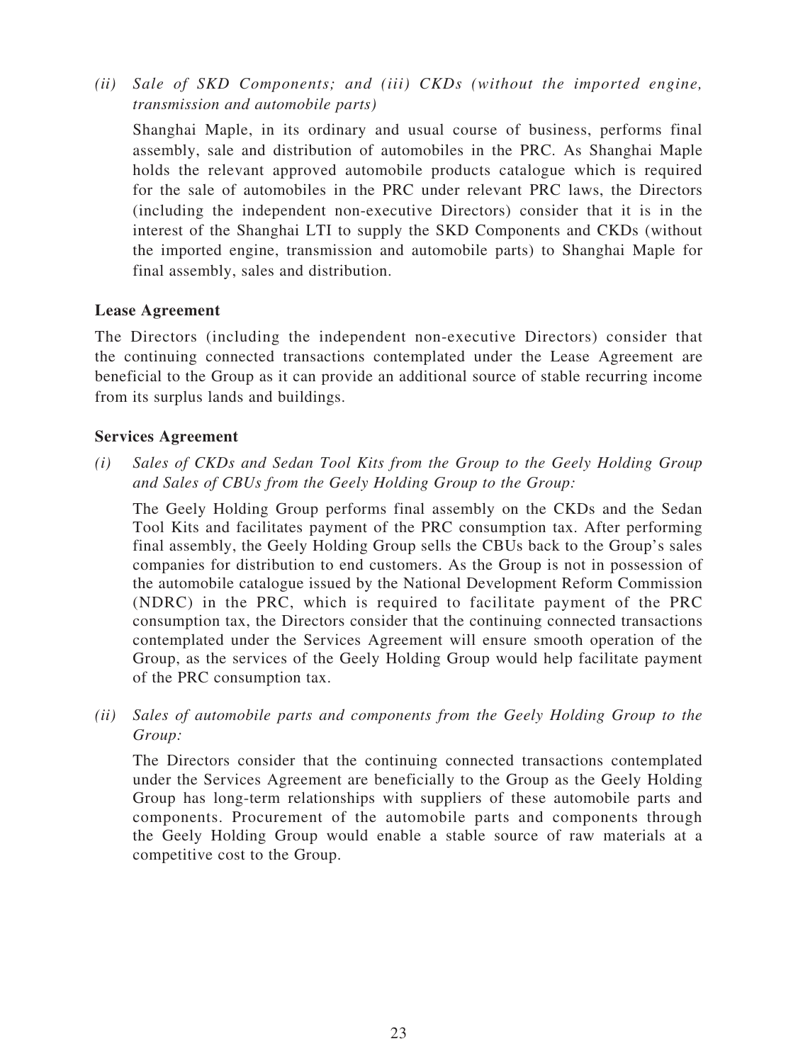*(ii) Sale of SKD Components; and (iii) CKDs (without the imported engine, transmission and automobile parts)*

Shanghai Maple, in its ordinary and usual course of business, performs final assembly, sale and distribution of automobiles in the PRC. As Shanghai Maple holds the relevant approved automobile products catalogue which is required for the sale of automobiles in the PRC under relevant PRC laws, the Directors (including the independent non-executive Directors) consider that it is in the interest of the Shanghai LTI to supply the SKD Components and CKDs (without the imported engine, transmission and automobile parts) to Shanghai Maple for final assembly, sales and distribution.

**Lease Agreement**

The Directors (including the independent non-executive Directors) consider that the continuing connected transactions contemplated under the Lease Agreement are beneficial to the Group as it can provide an additional source of stable recurring income from its surplus lands and buildings.

**Services Agreement**

*(i) Sales of CKDs and Sedan Tool Kits from the Group to the Geely Holding Group and Sales of CBUs from the Geely Holding Group to the Group:*

The Geely Holding Group performs final assembly on the CKDs and the Sedan Tool Kits and facilitates payment of the PRC consumption tax. After performing final assembly, the Geely Holding Group sells the CBUs back to the Group's sales companies for distribution to end customers. As the Group is not in possession of the automobile catalogue issued by the National Development Reform Commission (NDRC) in the PRC, which is required to facilitate payment of the PRC consumption tax, the Directors consider that the continuing connected transactions contemplated under the Services Agreement will ensure smooth operation of the Group, as the services of the Geely Holding Group would help facilitate payment of the PRC consumption tax.

*(ii) Sales of automobile parts and components from the Geely Holding Group to the Group:*

The Directors consider that the continuing connected transactions contemplated under the Services Agreement are beneficially to the Group as the Geely Holding Group has long-term relationships with suppliers of these automobile parts and components. Procurement of the automobile parts and components through the Geely Holding Group would enable a stable source of raw materials at a competitive cost to the Group.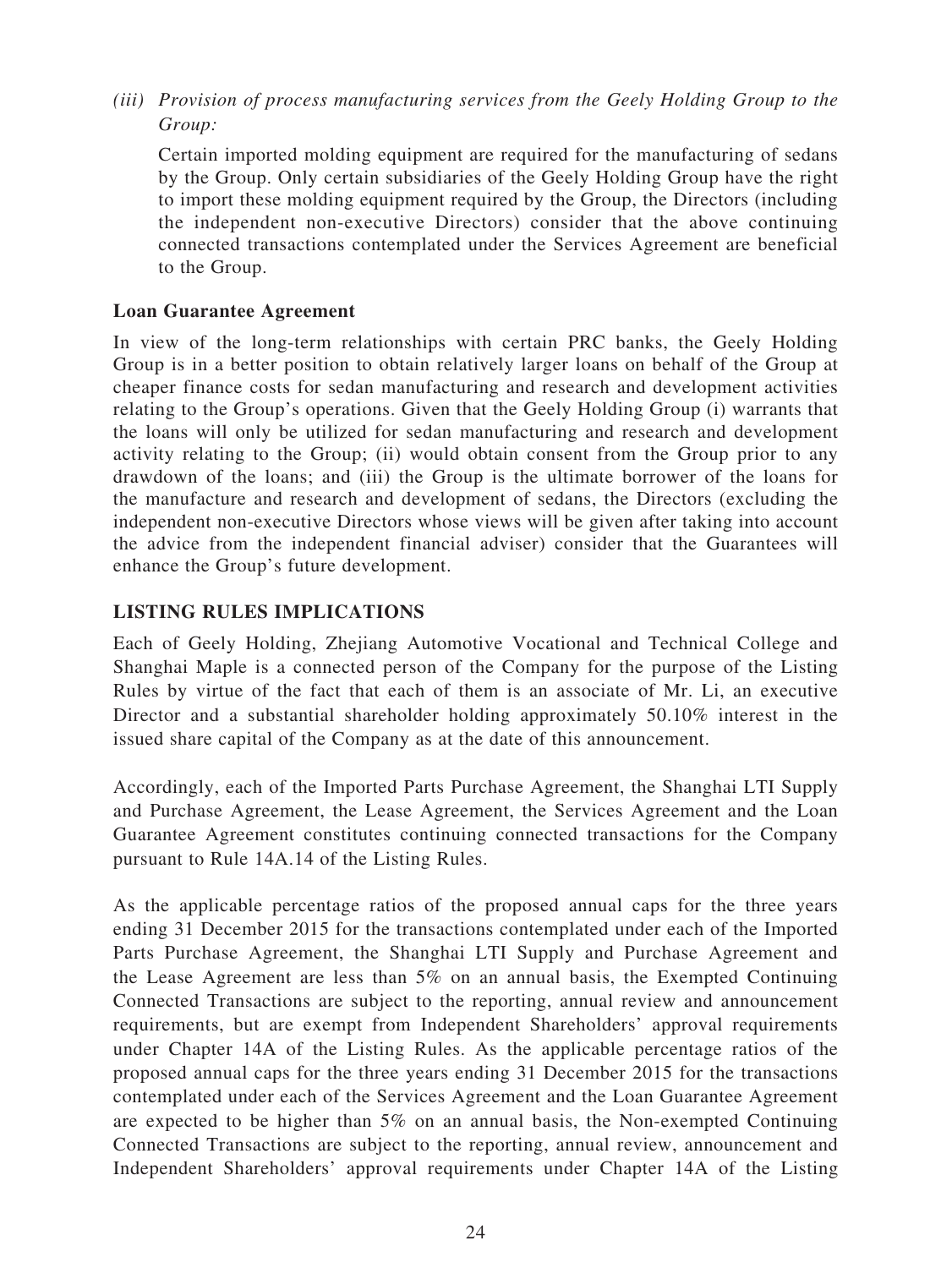*(iii) Provision of process manufacturing services from the Geely Holding Group to the Group:*

Certain imported molding equipment are required for the manufacturing of sedans by the Group. Only certain subsidiaries of the Geely Holding Group have the right to import these molding equipment required by the Group, the Directors (including the independent non-executive Directors) consider that the above continuing connected transactions contemplated under the Services Agreement are beneficial to the Group.

**Loan Guarantee Agreement**

In view of the long-term relationships with certain PRC banks, the Geely Holding Group is in a better position to obtain relatively larger loans on behalf of the Group at cheaper finance costs for sedan manufacturing and research and development activities relating to the Group's operations. Given that the Geely Holding Group (i) warrants that the loans will only be utilized for sedan manufacturing and research and development activity relating to the Group; (ii) would obtain consent from the Group prior to any drawdown of the loans; and (iii) the Group is the ultimate borrower of the loans for the manufacture and research and development of sedans, the Directors (excluding the independent non-executive Directors whose views will be given after taking into account the advice from the independent financial adviser) consider that the Guarantees will enhance the Group's future development.

## LISTING RULES IMPLICATIONS

Each of Geely Holding, Zhejiang Automotive Vocational and Technical College and Shanghai Maple is a connected person of the Company for the purpose of the Listing Rules by virtue of the fact that each of them is an associate of Mr. Li, an executive Director and a substantial shareholder holding approximately 50.10% interest in the issued share capital of the Company as at the date of this announcement.

Accordingly, each of the Imported Parts Purchase Agreement, the Shanghai LTI Supply and Purchase Agreement, the Lease Agreement, the Services Agreement and the Loan Guarantee Agreement constitutes continuing connected transactions for the Company pursuant to Rule 14A.14 of the Listing Rules.

As the applicable percentage ratios of the proposed annual caps for the three years ending 31 December 2015 for the transactions contemplated under each of the Imported Parts Purchase Agreement, the Shanghai LTI Supply and Purchase Agreement and the Lease Agreement are less than 5% on an annual basis, the Exempted Continuing Connected Transactions are subject to the reporting, annual review and announcement requirements, but are exempt from Independent Shareholders' approval requirements under Chapter 14A of the Listing Rules. As the applicable percentage ratios of the proposed annual caps for the three years ending 31 December 2015 for the transactions contemplated under each of the Services Agreement and the Loan Guarantee Agreement are expected to be higher than 5% on an annual basis, the Non-exempted Continuing Connected Transactions are subject to the reporting, annual review, announcement and Independent Shareholders' approval requirements under Chapter 14A of the Listing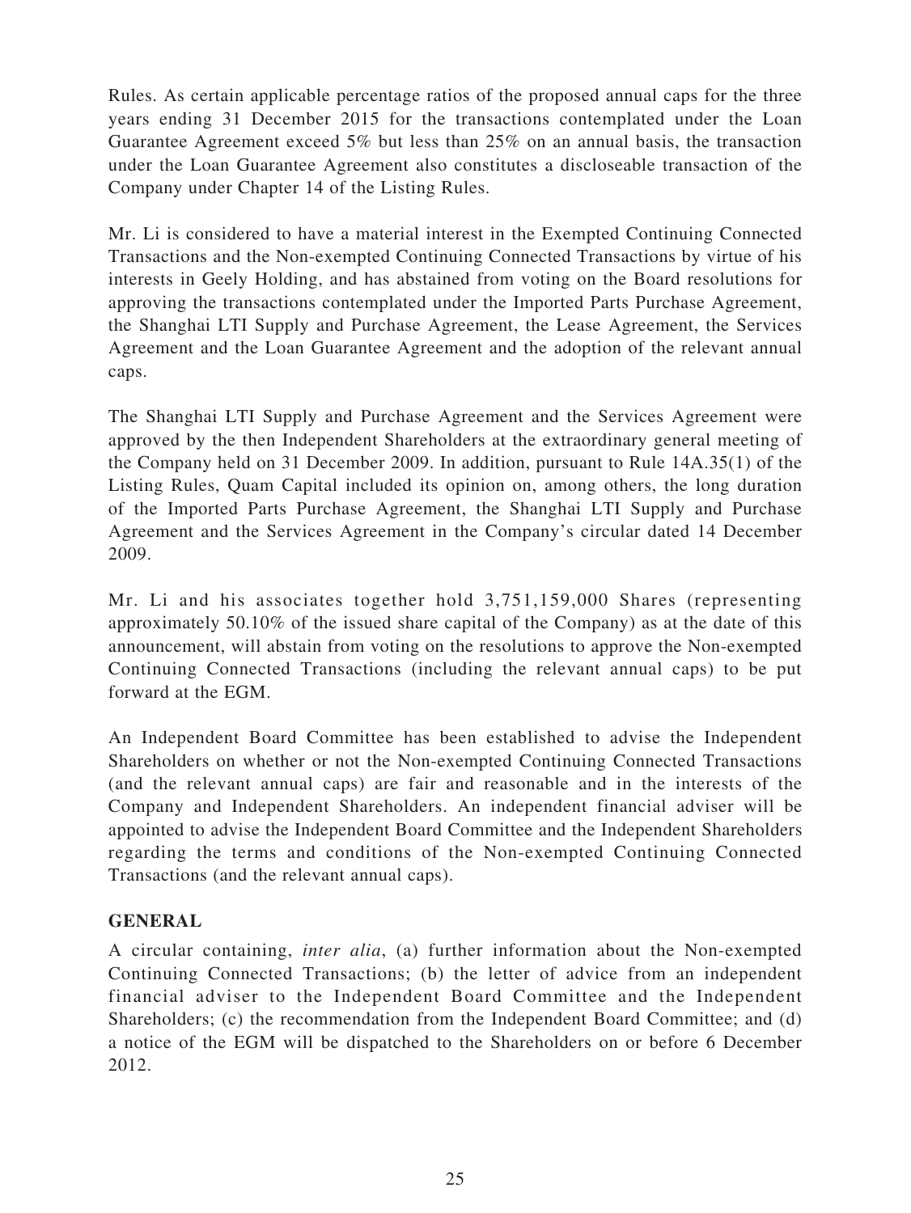Rules. As certain applicable percentage ratios of the proposed annual caps for the three years ending 31 December 2015 for the transactions contemplated under the Loan Guarantee Agreement exceed 5% but less than 25% on an annual basis, the transaction under the Loan Guarantee Agreement also constitutes a discloseable transaction of the Company under Chapter 14 of the Listing Rules.

Mr. Li is considered to have a material interest in the Exempted Continuing Connected Transactions and the Non-exempted Continuing Connected Transactions by virtue of his interests in Geely Holding, and has abstained from voting on the Board resolutions for approving the transactions contemplated under the Imported Parts Purchase Agreement, the Shanghai LTI Supply and Purchase Agreement, the Lease Agreement, the Services Agreement and the Loan Guarantee Agreement and the adoption of the relevant annual caps.

The Shanghai LTI Supply and Purchase Agreement and the Services Agreement were approved by the then Independent Shareholders at the extraordinary general meeting of the Company held on 31 December 2009. In addition, pursuant to Rule 14A.35(1) of the Listing Rules, Quam Capital included its opinion on, among others, the long duration of the Imported Parts Purchase Agreement, the Shanghai LTI Supply and Purchase Agreement and the Services Agreement in the Company's circular dated 14 December 2009.

Mr. Li and his associates together hold 3,751,159,000 Shares (representing approximately 50.10% of the issued share capital of the Company) as at the date of this announcement, will abstain from voting on the resolutions to approve the Non-exempted Continuing Connected Transactions (including the relevant annual caps) to be put forward at the EGM.

An Independent Board Committee has been established to advise the Independent Shareholders on whether or not the Non-exempted Continuing Connected Transactions (and the relevant annual caps) are fair and reasonable and in the interests of the Company and Independent Shareholders. An independent financial adviser will be appointed to advise the Independent Board Committee and the Independent Shareholders regarding the terms and conditions of the Non-exempted Continuing Connected Transactions (and the relevant annual caps).

**GENERAL**

A circular containing, *inter alia*, (a) further information about the Non-exempted Continuing Connected Transactions; (b) the letter of advice from an independent financial adviser to the Independent Board Committee and the Independent Shareholders; (c) the recommendation from the Independent Board Committee; and (d) a notice of the EGM will be dispatched to the Shareholders on or before 6 December 2012.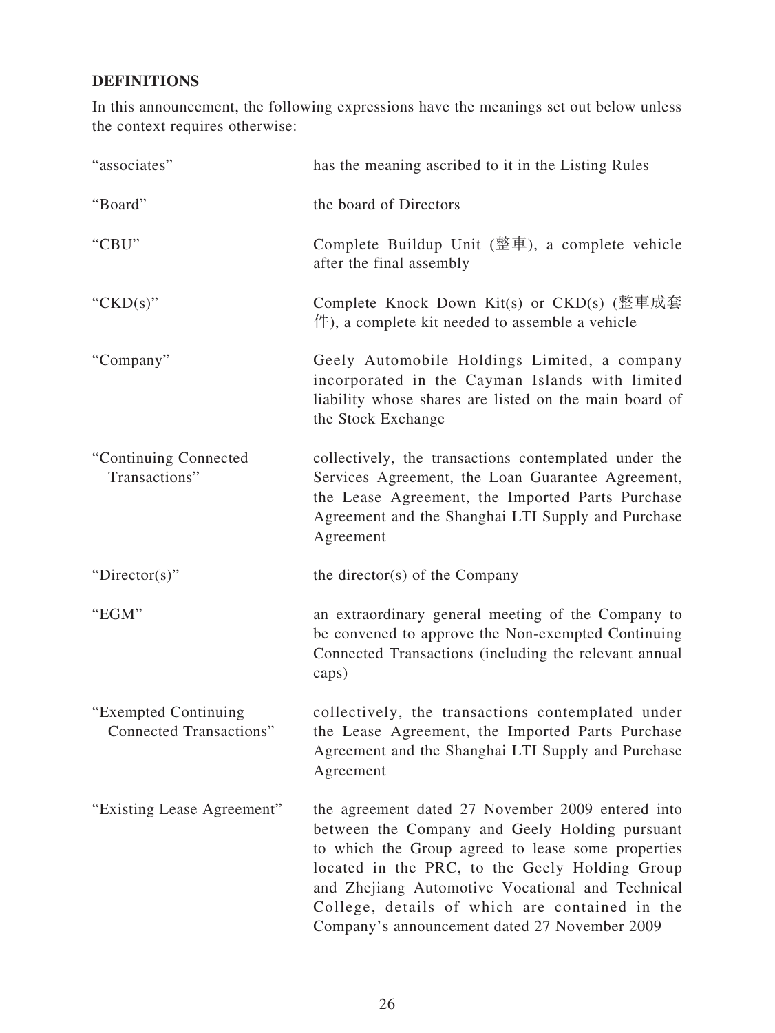## DEFINITIONS

In this announcement, the following expressions have the meanings set out below unless the context requires otherwise:

| | |
|---|---|
| "associates" | has the meaning ascribed to it in the Listing Rules |
| "Board" | the board of Directors |
| "CBU" | Complete Buildup Unit (整車), a complete vehicle after the final assembly |
| "CKD(s)" | Complete Knock Down Kit(s) or CKD(s) (整車成套件), a complete kit needed to assemble a vehicle |
| "Company" | Geely Automobile Holdings Limited, a company incorporated in the Cayman Islands with limited liability whose shares are listed on the main board of the Stock Exchange |
| "Continuing Connected Transactions" | collectively, the transactions contemplated under the Services Agreement, the Loan Guarantee Agreement, the Lease Agreement, the Imported Parts Purchase Agreement and the Shanghai LTI Supply and Purchase Agreement |
| "Director(s)" | the director(s) of the Company |
| "EGM" | an extraordinary general meeting of the Company to be convened to approve the Non-exempted Continuing Connected Transactions (including the relevant annual caps) |
| "Exempted Continuing Connected Transactions" | collectively, the transactions contemplated under the Lease Agreement, the Imported Parts Purchase Agreement and the Shanghai LTI Supply and Purchase Agreement |
| "Existing Lease Agreement" | the agreement dated 27 November 2009 entered into between the Company and Geely Holding pursuant to which the Group agreed to lease some properties located in the PRC, to the Geely Holding Group and Zhejiang Automotive Vocational and Technical College, details of which are contained in the Company's announcement dated 27 November 2009 |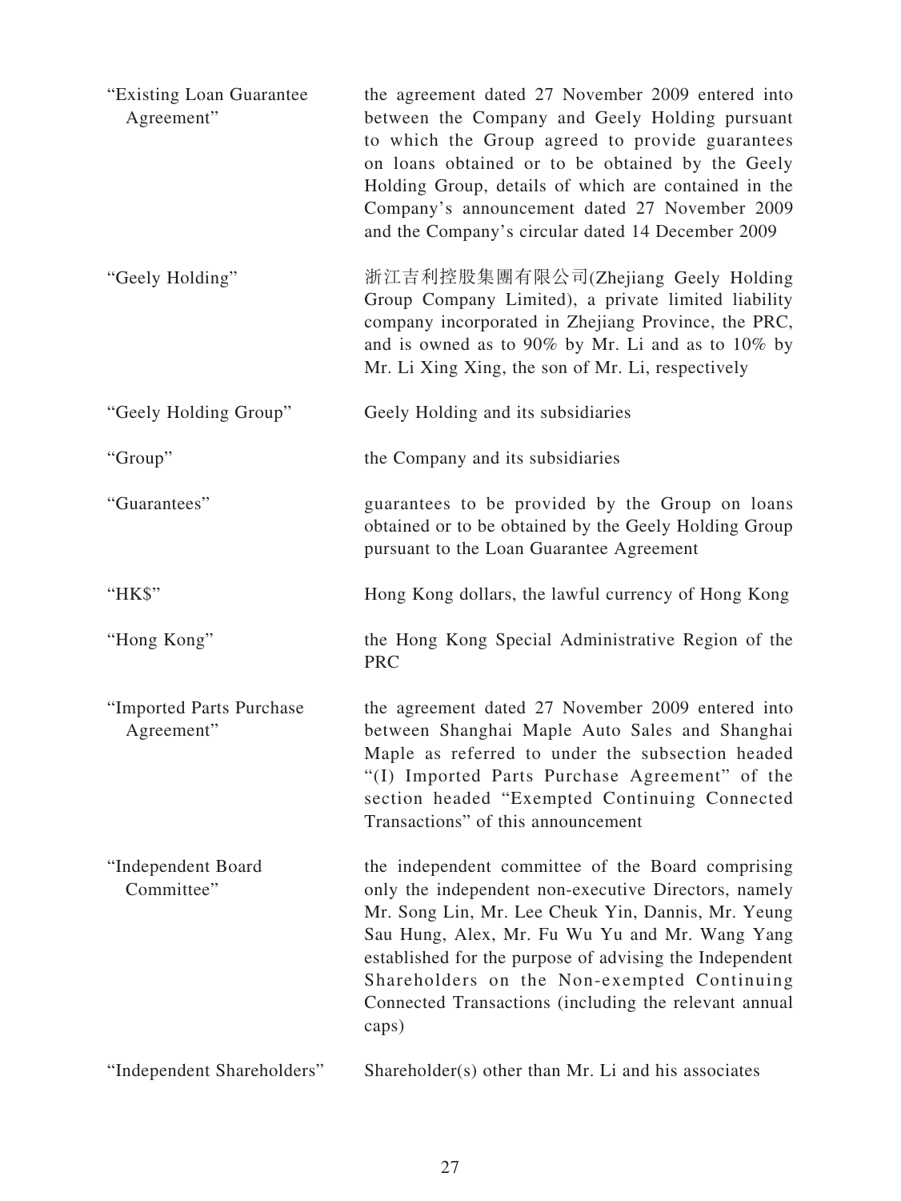| | |
|---|---|
| "Existing Loan Guarantee Agreement" | the agreement dated 27 November 2009 entered into between the Company and Geely Holding pursuant to which the Group agreed to provide guarantees on loans obtained or to be obtained by the Geely Holding Group, details of which are contained in the Company's announcement dated 27 November 2009 and the Company's circular dated 14 December 2009 |
| "Geely Holding" | 浙江吉利控股集團有限公司(Zhejiang Geely Holding Group Company Limited), a private limited liability company incorporated in Zhejiang Province, the PRC, and is owned as to 90% by Mr. Li and as to 10% by Mr. Li Xing Xing, the son of Mr. Li, respectively |
| "Geely Holding Group" | Geely Holding and its subsidiaries |
| "Group" | the Company and its subsidiaries |
| "Guarantees" | guarantees to be provided by the Group on loans obtained or to be obtained by the Geely Holding Group pursuant to the Loan Guarantee Agreement |
| "HK$" | Hong Kong dollars, the lawful currency of Hong Kong |
| "Hong Kong" | the Hong Kong Special Administrative Region of the PRC |
| "Imported Parts Purchase Agreement" | the agreement dated 27 November 2009 entered into between Shanghai Maple Auto Sales and Shanghai Maple as referred to under the subsection headed "(I) Imported Parts Purchase Agreement" of the section headed "Exempted Continuing Connected Transactions" of this announcement |
| "Independent Board Committee" | the independent committee of the Board comprising only the independent non-executive Directors, namely Mr. Song Lin, Mr. Lee Cheuk Yin, Dannis, Mr. Yeung Sau Hung, Alex, Mr. Fu Wu Yu and Mr. Wang Yang established for the purpose of advising the Independent Shareholders on the Non-exempted Continuing Connected Transactions (including the relevant annual caps) |
| "Independent Shareholders" | Shareholder(s) other than Mr. Li and his associates |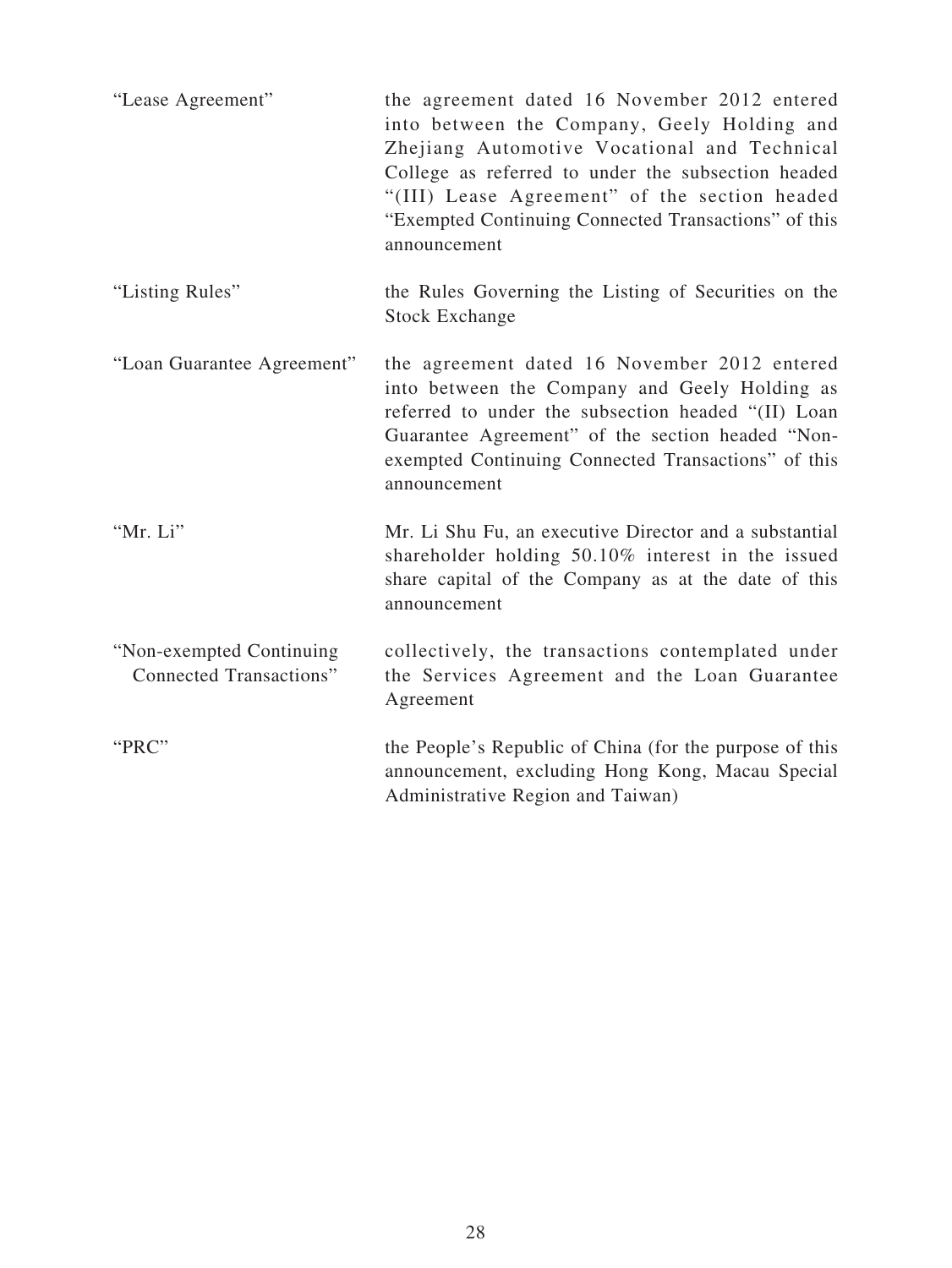| | |
|---|---|
| "Lease Agreement" | the agreement dated 16 November 2012 entered into between the Company, Geely Holding and Zhejiang Automotive Vocational and Technical College as referred to under the subsection headed "(III) Lease Agreement" of the section headed "Exempted Continuing Connected Transactions" of this announcement |
| "Listing Rules" | the Rules Governing the Listing of Securities on the Stock Exchange |
| "Loan Guarantee Agreement" | the agreement dated 16 November 2012 entered into between the Company and Geely Holding as referred to under the subsection headed "(II) Loan Guarantee Agreement" of the section headed "Non-exempted Continuing Connected Transactions" of this announcement |
| "Mr. Li" | Mr. Li Shu Fu, an executive Director and a substantial shareholder holding 50.10% interest in the issued share capital of the Company as at the date of this announcement |
| "Non-exempted Continuing Connected Transactions" | collectively, the transactions contemplated under the Services Agreement and the Loan Guarantee Agreement |
| "PRC" | the People's Republic of China (for the purpose of this announcement, excluding Hong Kong, Macau Special Administrative Region and Taiwan) |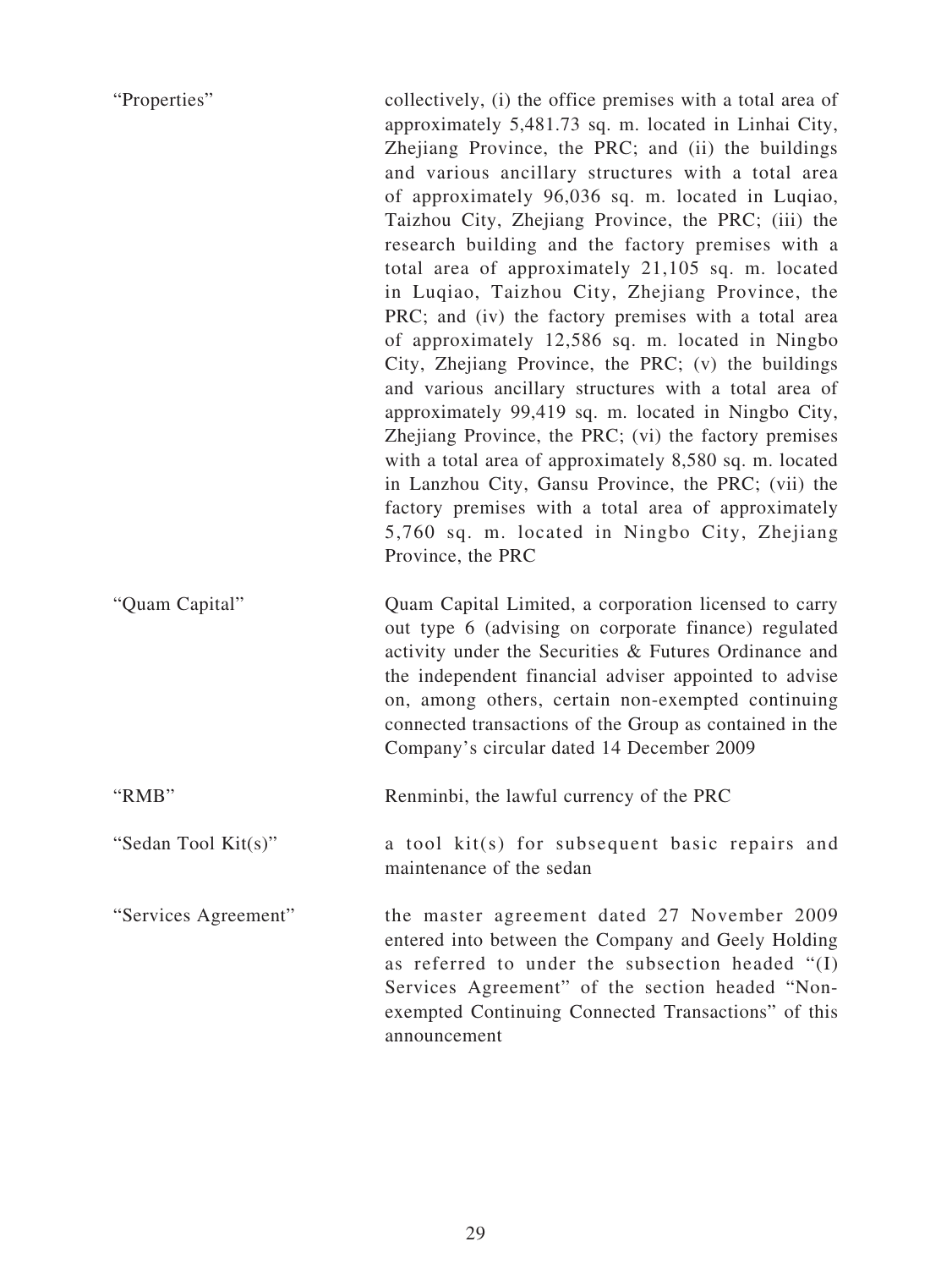| | |
|---|---|
| "Properties" | collectively, (i) the office premises with a total area of approximately 5,481.73 sq. m. located in Linhai City, Zhejiang Province, the PRC; and (ii) the buildings and various ancillary structures with a total area of approximately 96,036 sq. m. located in Luqiao, Taizhou City, Zhejiang Province, the PRC; (iii) the research building and the factory premises with a total area of approximately 21,105 sq. m. located in Luqiao, Taizhou City, Zhejiang Province, the PRC; and (iv) the factory premises with a total area of approximately 12,586 sq. m. located in Ningbo City, Zhejiang Province, the PRC; (v) the buildings and various ancillary structures with a total area of approximately 99,419 sq. m. located in Ningbo City, Zhejiang Province, the PRC; (vi) the factory premises with a total area of approximately 8,580 sq. m. located in Lanzhou City, Gansu Province, the PRC; (vii) the factory premises with a total area of approximately 5,760 sq. m. located in Ningbo City, Zhejiang Province, the PRC |
| "Quam Capital" | Quam Capital Limited, a corporation licensed to carry out type 6 (advising on corporate finance) regulated activity under the Securities & Futures Ordinance and the independent financial adviser appointed to advise on, among others, certain non-exempted continuing connected transactions of the Group as contained in the Company's circular dated 14 December 2009 |
| "RMB" | Renminbi, the lawful currency of the PRC |
| "Sedan Tool Kit(s)" | a tool kit(s) for subsequent basic repairs and maintenance of the sedan |
| "Services Agreement" | the master agreement dated 27 November 2009 entered into between the Company and Geely Holding as referred to under the subsection headed "(I) Services Agreement" of the section headed "Non-exempted Continuing Connected Transactions" of this announcement |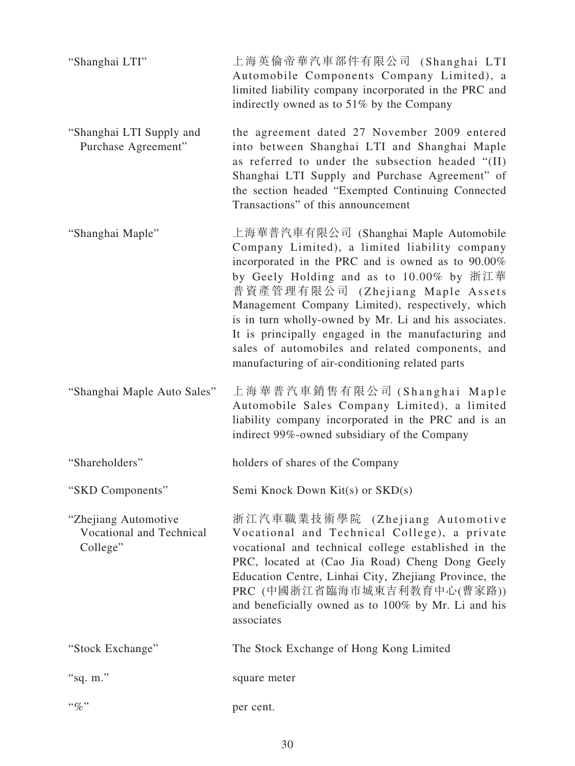| | |
|---|---|
| "Shanghai LTI" | 上海英倫帝華汽車部件有限公司 (Shanghai LTI Automobile Components Company Limited), a limited liability company incorporated in the PRC and indirectly owned as to 51% by the Company |
| "Shanghai LTI Supply and Purchase Agreement" | the agreement dated 27 November 2009 entered into between Shanghai LTI and Shanghai Maple as referred to under the subsection headed "(II) Shanghai LTI Supply and Purchase Agreement" of the section headed "Exempted Continuing Connected Transactions" of this announcement |
| "Shanghai Maple" | 上海華普汽車有限公司 (Shanghai Maple Automobile Company Limited), a limited liability company incorporated in the PRC and is owned as to 90.00% by Geely Holding and as to 10.00% by 浙江華普資產管理有限公司 (Zhejiang Maple Assets Management Company Limited), respectively, which is in turn wholly-owned by Mr. Li and his associates. It is principally engaged in the manufacturing and sales of automobiles and related components, and manufacturing of air-conditioning related parts |
| "Shanghai Maple Auto Sales" | 上海華普汽車銷售有限公司 (Shanghai Maple Automobile Sales Company Limited), a limited liability company incorporated in the PRC and is an indirect 99%-owned subsidiary of the Company |
| "Shareholders" | holders of shares of the Company |
| "SKD Components" | Semi Knock Down Kit(s) or SKD(s) |
| "Zhejiang Automotive Vocational and Technical College" | 浙江汽車職業技術學院 (Zhejiang Automotive Vocational and Technical College), a private vocational and technical college established in the PRC, located at (Cao Jia Road) Cheng Dong Geely Education Centre, Linhai City, Zhejiang Province, the PRC (中國浙江省臨海市城東吉利教育中心(曹家路)) and beneficially owned as to 100% by Mr. Li and his associates |
| "Stock Exchange" | The Stock Exchange of Hong Kong Limited |
| "sq. m." | square meter |
| "%" | per cent. |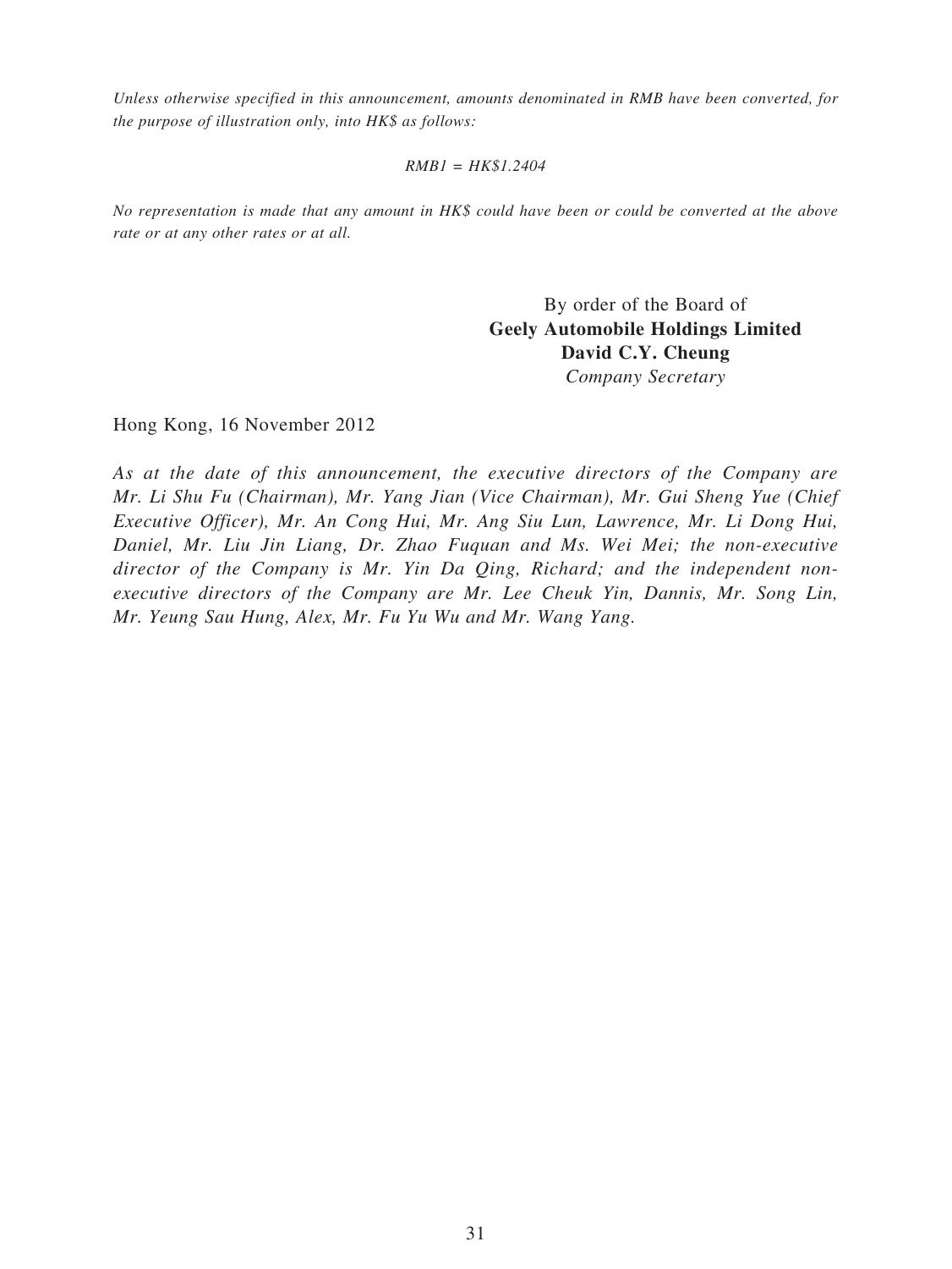*Unless otherwise specified in this announcement, amounts denominated in RMB have been converted, for the purpose of illustration only, into HK$ as follows:*

*RMB1 = HK$1.2404*

*No representation is made that any amount in HK$ could have been or could be converted at the above rate or at any other rates or at all.*

By order of the Board of
**Geely Automobile Holdings Limited**
**David C.Y. Cheung**
*Company Secretary*

Hong Kong, 16 November 2012

*As at the date of this announcement, the executive directors of the Company are Mr. Li Shu Fu (Chairman), Mr. Yang Jian (Vice Chairman), Mr. Gui Sheng Yue (Chief Executive Officer), Mr. An Cong Hui, Mr. Ang Siu Lun, Lawrence, Mr. Li Dong Hui, Daniel, Mr. Liu Jin Liang, Dr. Zhao Fuquan and Ms. Wei Mei; the non-executive director of the Company is Mr. Yin Da Qing, Richard; and the independent non-executive directors of the Company are Mr. Lee Cheuk Yin, Dannis, Mr. Song Lin, Mr. Yeung Sau Hung, Alex, Mr. Fu Yu Wu and Mr. Wang Yang.*